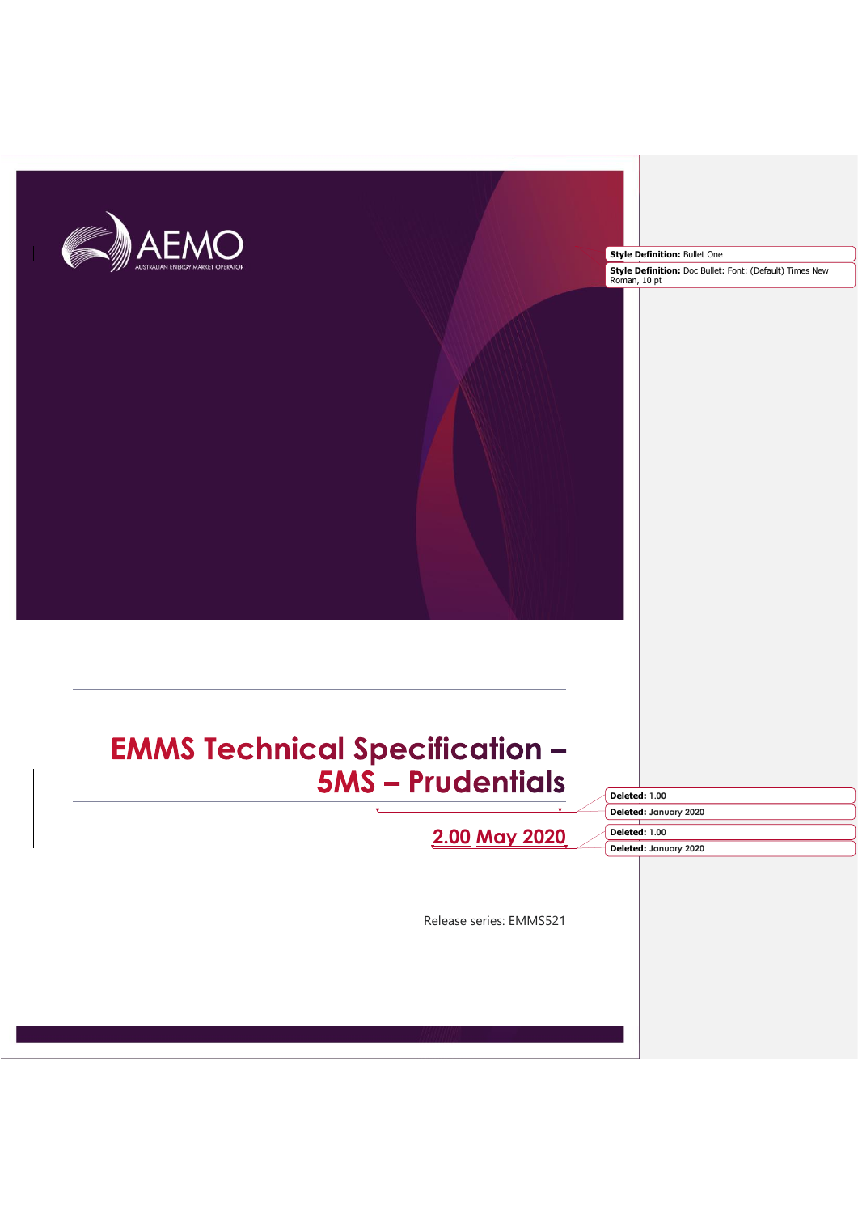# EMMS Technical Specification – 5MS – Prudentials

2.00 May 2020

Release series: EMMS521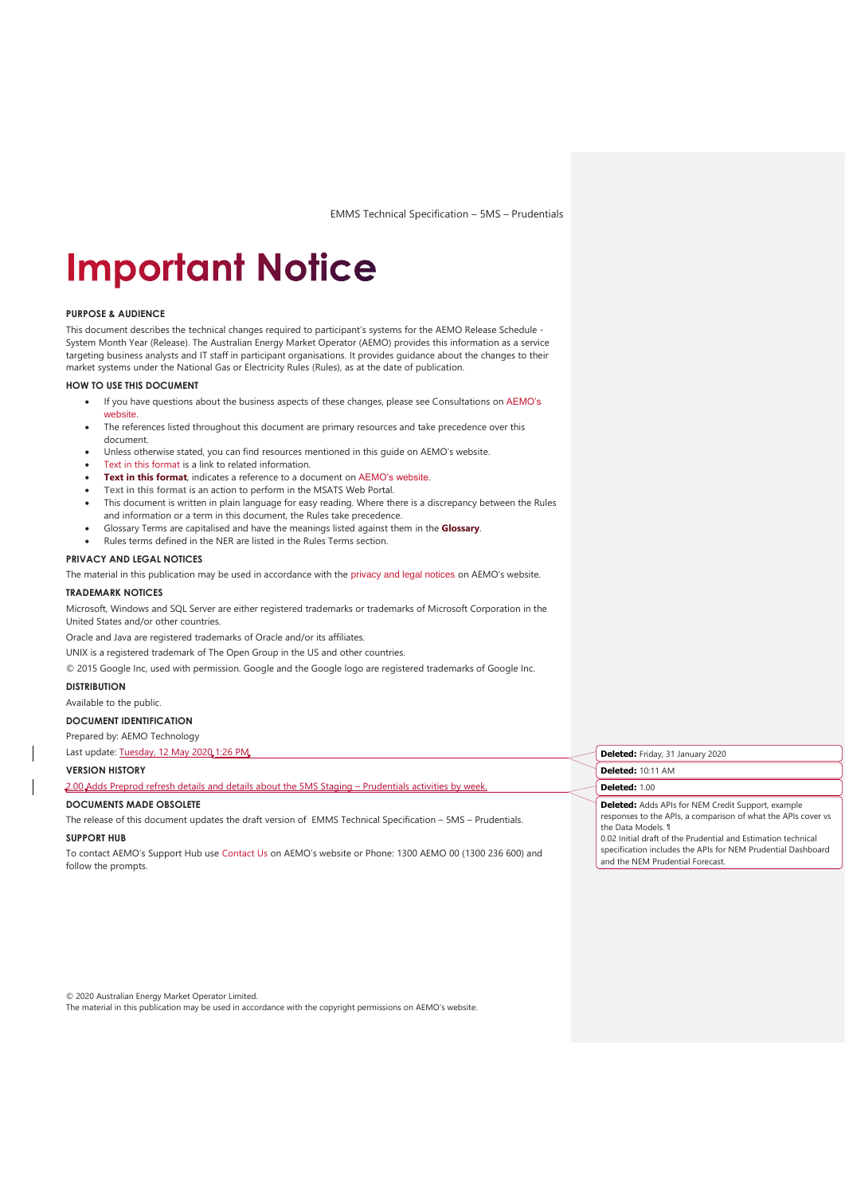# Important Notice

**PURPOSE & AUDIENCE**

This document describes the technical changes required to participant's systems for the AEMO Release Schedule - System Month Year (Release). The Australian Energy Market Operator (AEMO) provides this information as a service targeting business analysts and IT staff in participant organisations. It provides guidance about the changes to their market systems under the National Gas or Electricity Rules (Rules), as at the date of publication.

**HOW TO USE THIS DOCUMENT**

- If you have questions about the business aspects of these changes, please see Consultations on AEMO's website.
- The references listed throughout this document are primary resources and take precedence over this document.
- Unless otherwise stated, you can find resources mentioned in this guide on AEMO's website.
- Text in this format is a link to related information.
- **Text in this format**, indicates a reference to a document on AEMO's website.
- Text in this format is an action to perform in the MSATS Web Portal.
- This document is written in plain language for easy reading. Where there is a discrepancy between the Rules and information or a term in this document, the Rules take precedence.
- Glossary Terms are capitalised and have the meanings listed against them in the **Glossary**.
- Rules terms defined in the NER are listed in the Rules Terms section.

**PRIVACY AND LEGAL NOTICES**

The material in this publication may be used in accordance with the privacy and legal notices on AEMO's website.

**TRADEMARK NOTICES**

Microsoft, Windows and SQL Server are either registered trademarks or trademarks of Microsoft Corporation in the United States and/or other countries.

Oracle and Java are registered trademarks of Oracle and/or its affiliates.

UNIX is a registered trademark of The Open Group in the US and other countries.

© 2015 Google Inc, used with permission. Google and the Google logo are registered trademarks of Google Inc.

**DISTRIBUTION**

Available to the public.

**DOCUMENT IDENTIFICATION**

Prepared by: AEMO Technology

Last update: Tuesday, 12 May 2020 1:26 PM

**VERSION HISTORY**

2.00 Adds Preprod refresh details and details about the 5MS Staging – Prudentials activities by week.

**DOCUMENTS MADE OBSOLETE**

The release of this document updates the draft version of EMMS Technical Specification – 5MS – Prudentials.

**SUPPORT HUB**

To contact AEMO's Support Hub use Contact Us on AEMO's website or Phone: 1300 AEMO 00 (1300 236 600) and follow the prompts.

**Deleted:** Friday, 31 January 2020

**Deleted:** 10:11 AM

**Deleted:** 1.00

**Deleted:** Adds APIs for NEM Credit Support, example responses to the APIs, a comparison of what the APIs cover vs the Data Models. ¶
0.02 Initial draft of the Prudential and Estimation technical specification includes the APIs for NEM Prudential Dashboard and the NEM Prudential Forecast.

© 2020 Australian Energy Market Operator Limited.
The material in this publication may be used in accordance with the copyright permissions on AEMO's website.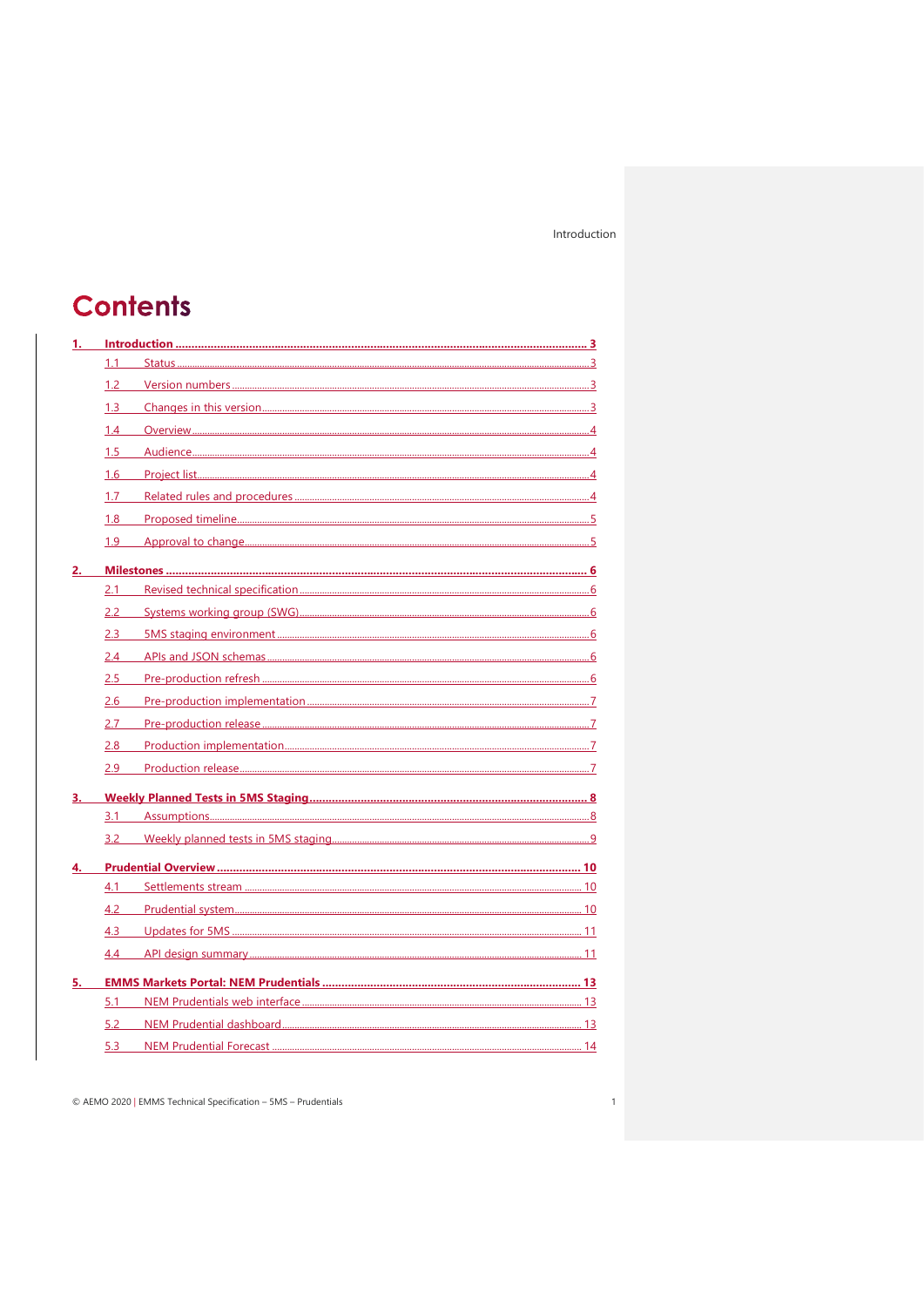# Contents

1. **Introduction** — 3
   - 1.1 Status — 3
   - 1.2 Version numbers — 3
   - 1.3 Changes in this version — 3
   - 1.4 Overview — 4
   - 1.5 Audience — 4
   - 1.6 Project list — 4
   - 1.7 Related rules and procedures — 4
   - 1.8 Proposed timeline — 5
   - 1.9 Approval to change — 5
2. **Milestones** — 6
   - 2.1 Revised technical specification — 6
   - 2.2 Systems working group (SWG) — 6
   - 2.3 5MS staging environment — 6
   - 2.4 APIs and JSON schemas — 6
   - 2.5 Pre-production refresh — 6
   - 2.6 Pre-production implementation — 7
   - 2.7 Pre-production release — 7
   - 2.8 Production implementation — 7
   - 2.9 Production release — 7
3. **Weekly Planned Tests in 5MS Staging** — 8
   - 3.1 Assumptions — 8
   - 3.2 Weekly planned tests in 5MS staging — 9
4. **Prudential Overview** — 10
   - 4.1 Settlements stream — 10
   - 4.2 Prudential system — 10
   - 4.3 Updates for 5MS — 11
   - 4.4 API design summary — 11
5. **EMMS Markets Portal: NEM Prudentials** — 13
   - 5.1 NEM Prudentials web interface — 13
   - 5.2 NEM Prudential dashboard — 13
   - 5.3 NEM Prudential Forecast — 14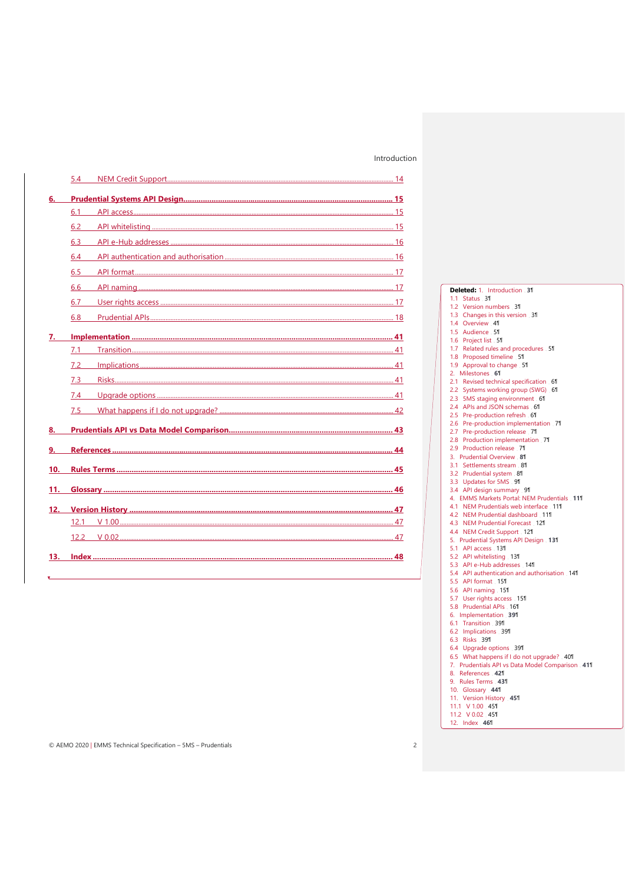5.4 NEM Credit Support ... 14

**6. Prudential Systems API Design ... 15**

6.1 API access ... 15

6.2 API whitelisting ... 15

6.3 API e-Hub addresses ... 16

6.4 API authentication and authorisation ... 16

6.5 API format ... 17

6.6 API naming ... 17

6.7 User rights access ... 17

6.8 Prudential APIs ... 18

**7. Implementation ... 41**

7.1 Transition ... 41

7.2 Implications ... 41

7.3 Risks ... 41

7.4 Upgrade options ... 41

7.5 What happens if I do not upgrade? ... 42

**8. Prudentials API vs Data Model Comparison ... 43**

**9. References ... 44**

**10. Rules Terms ... 45**

**11. Glossary ... 46**

**12. Version History ... 47**

12.1 V 1.00 ... 47

12.2 V 0.02 ... 47

**13. Index ... 48**

**Deleted:** 1. Introduction 3¶
1.1 Status 3¶
1.2 Version numbers 3¶
1.3 Changes in this version 3¶
1.4 Overview 4¶
1.5 Audience 5¶
1.6 Project list 5¶
1.7 Related rules and procedures 5¶
1.8 Proposed timeline 5¶
1.9 Approval to change 5¶
2. Milestones 6¶
2.1 Revised technical specification 6¶
2.2 Systems working group (SWG) 6¶
2.3 5MS staging environment 6¶
2.4 APIs and JSON schemas 6¶
2.5 Pre-production refresh 6¶
2.6 Pre-production implementation 7¶
2.7 Pre-production release 7¶
2.8 Production implementation 7¶
2.9 Production release 7¶
3. Prudential Overview 8¶
3.1 Settlements stream 8¶
3.2 Prudential system 8¶
3.3 Updates for 5MS 9¶
3.4 API design summary 9¶
4. EMMS Markets Portal: NEM Prudentials 11¶
4.1 NEM Prudentials web interface 11¶
4.2 NEM Prudential dashboard 11¶
4.3 NEM Prudential Forecast 12¶
4.4 NEM Credit Support 12¶
5. Prudential Systems API Design 13¶
5.1 API access 13¶
5.2 API whitelisting 13¶
5.3 API e-Hub addresses 14¶
5.4 API authentication and authorisation 14¶
5.5 API format 15¶
5.6 API naming 15¶
5.7 User rights access 15¶
5.8 Prudential APIs 16¶
6. Implementation 39¶
6.1 Transition 39¶
6.2 Implications 39¶
6.3 Risks 39¶
6.4 Upgrade options 39¶
6.5 What happens if I do not upgrade? 40¶
7. Prudentials API vs Data Model Comparison 41¶
8. References 42¶
9. Rules Terms 43¶
10. Glossary 44¶
11. Version History 45¶
11.1 V 1.00 45¶
11.2 V 0.02 45¶
12. Index 46¶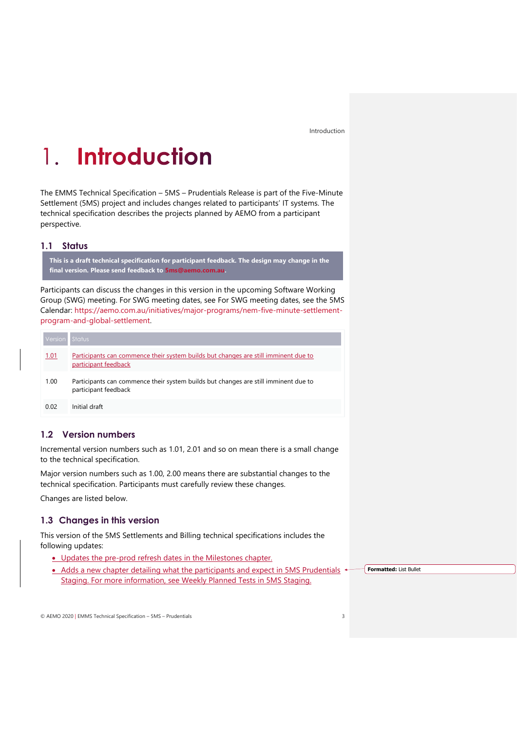# 1. Introduction

The EMMS Technical Specification – 5MS – Prudentials Release is part of the Five-Minute Settlement (5MS) project and includes changes related to participants' IT systems. The technical specification describes the projects planned by AEMO from a participant perspective.

## 1.1 Status

**This is a draft technical specification for participant feedback. The design may change in the final version. Please send feedback to 5ms@aemo.com.au.**

Participants can discuss the changes in this version in the upcoming Software Working Group (SWG) meeting. For SWG meeting dates, see For SWG meeting dates, see the 5MS Calendar: https://aemo.com.au/initiatives/major-programs/nem-five-minute-settlement-program-and-global-settlement.

| Version | Status |
| --- | --- |
| 1.01 | Participants can commence their system builds but changes are still imminent due to participant feedback |
| 1.00 | Participants can commence their system builds but changes are still imminent due to participant feedback |
| 0.02 | Initial draft |

## 1.2 Version numbers

Incremental version numbers such as 1.01, 2.01 and so on mean there is a small change to the technical specification.

Major version numbers such as 1.00, 2.00 means there are substantial changes to the technical specification. Participants must carefully review these changes.

Changes are listed below.

## 1.3 Changes in this version

This version of the 5MS Settlements and Billing technical specifications includes the following updates:

- Updates the pre-prod refresh dates in the Milestones chapter.
- Adds a new chapter detailing what the participants and expect in 5MS Prudentials Staging. For more information, see Weekly Planned Tests in 5MS Staging.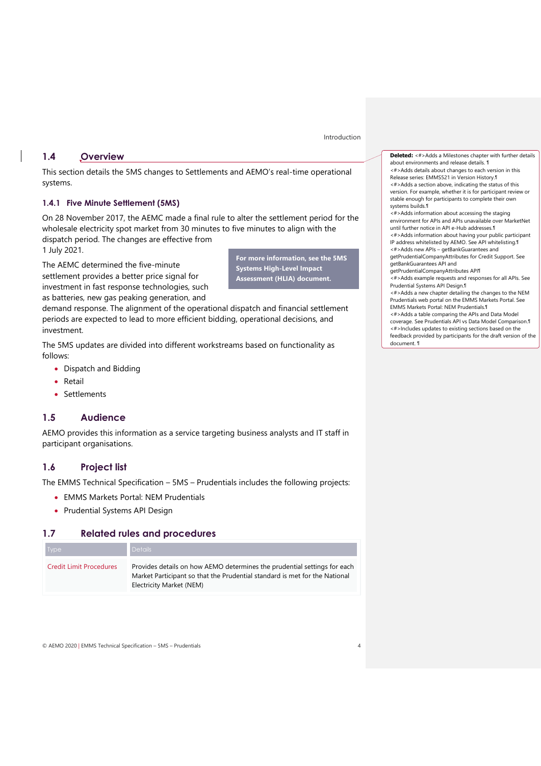## 1.4 Overview

This section details the 5MS changes to Settlements and AEMO's real-time operational systems.

### 1.4.1 Five Minute Settlement (5MS)

On 28 November 2017, the AEMC made a final rule to alter the settlement period for the wholesale electricity spot market from 30 minutes to five minutes to align with the dispatch period. The changes are effective from 1 July 2021.

**For more information, see the 5MS Systems High-Level Impact Assessment (HLIA) document.**

The AEMC determined the five-minute settlement provides a better price signal for investment in fast response technologies, such as batteries, new gas peaking generation, and demand response. The alignment of the operational dispatch and financial settlement periods are expected to lead to more efficient bidding, operational decisions, and investment.

The 5MS updates are divided into different workstreams based on functionality as follows:

- Dispatch and Bidding
- Retail
- Settlements

## 1.5 Audience

AEMO provides this information as a service targeting business analysts and IT staff in participant organisations.

## 1.6 Project list

The EMMS Technical Specification – 5MS – Prudentials includes the following projects:

- EMMS Markets Portal: NEM Prudentials
- Prudential Systems API Design

## 1.7 Related rules and procedures

| Type | Details |
|---|---|
| Credit Limit Procedures | Provides details on how AEMO determines the prudential settings for each Market Participant so that the Prudential standard is met for the National Electricity Market (NEM) |

**Deleted:** <#>Adds a Milestones chapter with further details about environments and release details.
<#>Adds details about changes to each version in this Release series: EMMS521 in Version History.
<#>Adds a section above, indicating the status of this version. For example, whether it is for participant review or stable enough for participants to complete their own systems builds.
<#>Adds information about accessing the staging environment for APIs and APIs unavailable over MarketNet until further notice in API e-Hub addresses.
<#>Adds information about having your public participant IP address whitelisted by AEMO. See API whitelisting.
<#>Adds new APIs – getBankGuarantees and getPrudentialCompanyAttributes for Credit Support. See getBankGuarantees API and getPrudentialCompanyAttributes API
<#>Adds example requests and responses for all APIs. See Prudential Systems API Design.
<#>Adds a new chapter detailing the changes to the NEM Prudentials web portal on the EMMS Markets Portal. See EMMS Markets Portal: NEM Prudentials.
<#>Adds a table comparing the APIs and Data Model coverage. See Prudentials API vs Data Model Comparison.
<#>Includes updates to existing sections based on the feedback provided by participants for the draft version of the document.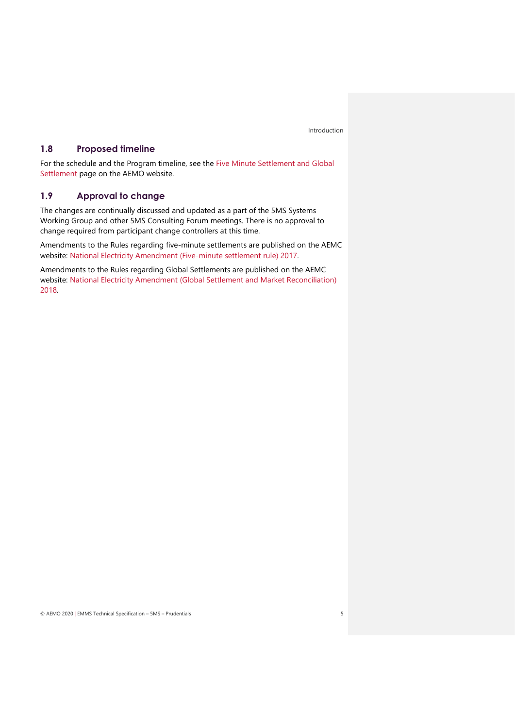## 1.8 Proposed timeline

For the schedule and the Program timeline, see the Five Minute Settlement and Global Settlement page on the AEMO website.

## 1.9 Approval to change

The changes are continually discussed and updated as a part of the 5MS Systems Working Group and other 5MS Consulting Forum meetings. There is no approval to change required from participant change controllers at this time.

Amendments to the Rules regarding five-minute settlements are published on the AEMC website: National Electricity Amendment (Five-minute settlement rule) 2017.

Amendments to the Rules regarding Global Settlements are published on the AEMC website: National Electricity Amendment (Global Settlement and Market Reconciliation) 2018.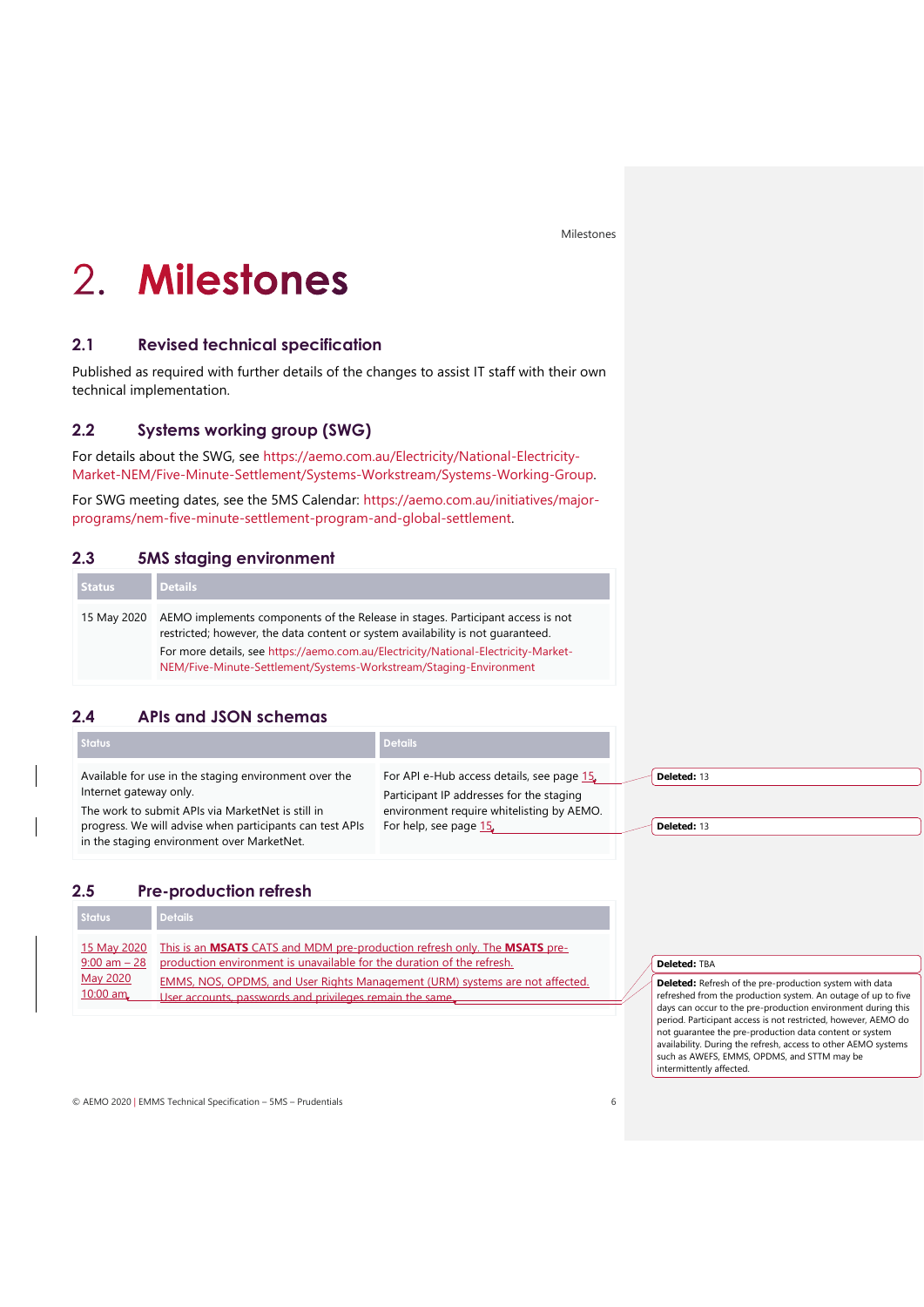# 2. Milestones

## 2.1 Revised technical specification

Published as required with further details of the changes to assist IT staff with their own technical implementation.

## 2.2 Systems working group (SWG)

For details about the SWG, see https://aemo.com.au/Electricity/National-Electricity-Market-NEM/Five-Minute-Settlement/Systems-Workstream/Systems-Working-Group.

For SWG meeting dates, see the 5MS Calendar: https://aemo.com.au/initiatives/major-programs/nem-five-minute-settlement-program-and-global-settlement.

## 2.3 5MS staging environment

| Status | Details |
|---|---|
| 15 May 2020 | AEMO implements components of the Release in stages. Participant access is not restricted; however, the data content or system availability is not guaranteed.<br>For more details, see https://aemo.com.au/Electricity/National-Electricity-Market-NEM/Five-Minute-Settlement/Systems-Workstream/Staging-Environment |

## 2.4 APIs and JSON schemas

| Status | Details |
|---|---|
| Available for use in the staging environment over the Internet gateway only.<br>The work to submit APIs via MarketNet is still in progress. We will advise when participants can test APIs in the staging environment over MarketNet. | For API e-Hub access details, see page 15.<br>Participant IP addresses for the staging environment require whitelisting by AEMO. For help, see page 15. |

## 2.5 Pre-production refresh

| Status | Details |
|---|---|
| 15 May 2020 9:00 am – 28 May 2020 10:00 am | This is an **MSATS** CATS and MDM pre-production refresh only. The **MSATS** pre-production environment is unavailable for the duration of the refresh.<br>EMMS, NOS, OPDMS, and User Rights Management (URM) systems are not affected. User accounts, passwords and privileges remain the same. |

**Deleted:** 13

**Deleted:** 13

**Deleted:** TBA

**Deleted:** Refresh of the pre-production system with data refreshed from the production system. An outage of up to five days can occur to the pre-production environment during this period. Participant access is not restricted, however, AEMO do not guarantee the pre-production data content or system availability. During the refresh, access to other AEMO systems such as AWEFS, EMMS, OPDMS, and STTM may be intermittently affected.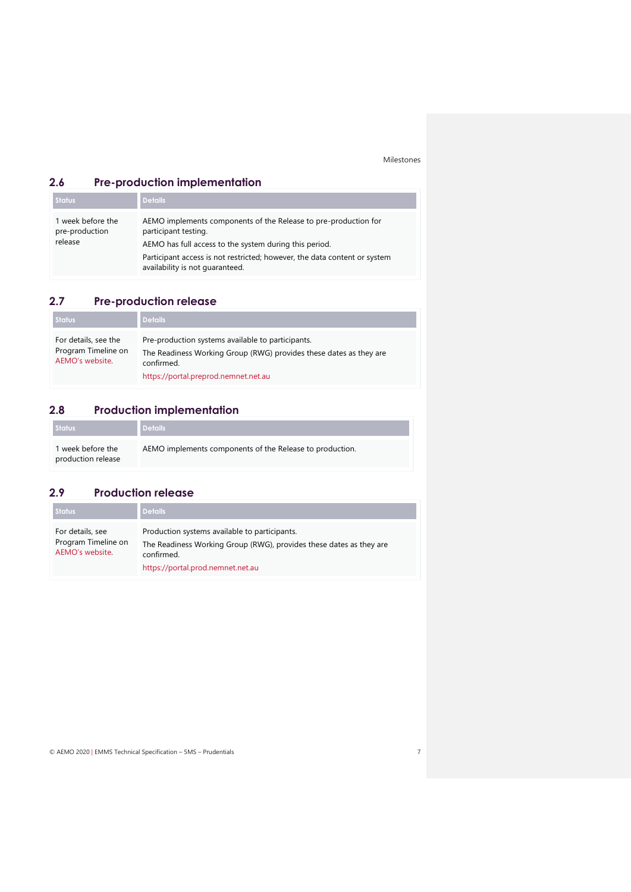## 2.6 Pre-production implementation

| Status | Details |
|---|---|
| 1 week before the pre-production release | AEMO implements components of the Release to pre-production for participant testing.<br>AEMO has full access to the system during this period.<br>Participant access is not restricted; however, the data content or system availability is not guaranteed. |

## 2.7 Pre-production release

| Status | Details |
|---|---|
| For details, see the Program Timeline on AEMO's website. | Pre-production systems available to participants.<br>The Readiness Working Group (RWG) provides these dates as they are confirmed.<br>https://portal.preprod.nemnet.net.au |

## 2.8 Production implementation

| Status | Details |
|---|---|
| 1 week before the production release | AEMO implements components of the Release to production. |

## 2.9 Production release

| Status | Details |
|---|---|
| For details, see Program Timeline on AEMO's website. | Production systems available to participants.<br>The Readiness Working Group (RWG), provides these dates as they are confirmed.<br>https://portal.prod.nemnet.net.au |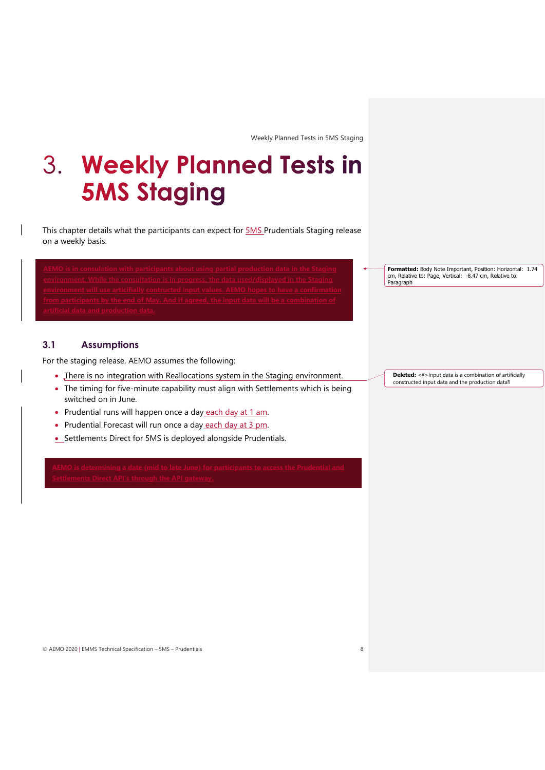# 3. Weekly Planned Tests in 5MS Staging

This chapter details what the participants can expect for 5MS Prudentials Staging release on a weekly basis.

AEMO is in consulation with participants about using partial production data in the Staging environment. While the consultation is in progress, the data used/displayed in the Staging environment will use articifially contructed input values. AEMO hopes to have a confirmation from participants by the end of May. And if agreed, the input data will be a combination of artificial data and production data.

## 3.1 Assumptions

For the staging release, AEMO assumes the following:

- There is no integration with Reallocations system in the Staging environment.
- The timing for five-minute capability must align with Settlements which is being switched on in June.
- Prudential runs will happen once a day each day at 1 am.
- Prudential Forecast will run once a day each day at 3 pm.
- Settlements Direct for 5MS is deployed alongside Prudentials.

AEMO is determining a date (mid to late June) for participants to access the Prudential and Settlements Direct API's through the API gateway.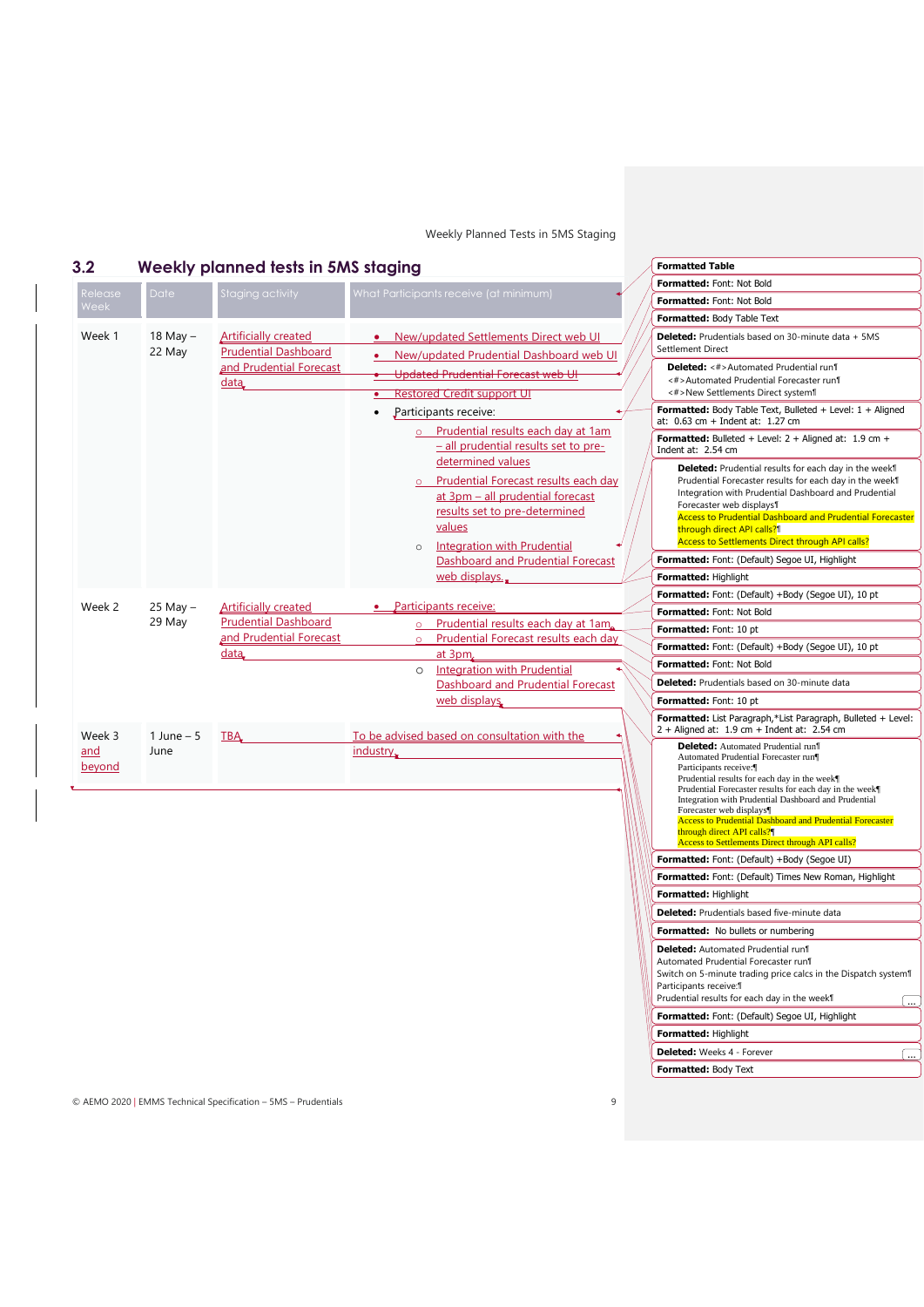## 3.2 Weekly planned tests in 5MS staging

| Release Week | Date | Staging activity | What Participants receive (at minimum) |
|---|---|---|---|
| Week 1 | 18 May – 22 May | Artificially created Prudential Dashboard and Prudential Forecast data | • New/updated Settlements Direct web UI<br>• New/updated Prudential Dashboard web UI<br>• ~~Updated Prudential Forecast web UI~~<br>• Restored Credit support UI<br>• Participants receive:<br>  ○ Prudential results each day at 1am – all prudential results set to pre-determined values<br>  ○ Prudential Forecast results each day at 3pm – all prudential forecast results set to pre-determined values<br>  ○ Integration with Prudential Dashboard and Prudential Forecast web displays. |
| Week 2 | 25 May – 29 May | Artificially created Prudential Dashboard and Prudential Forecast data | • Participants receive:<br>  ○ Prudential results each day at 1am<br>  ○ Prudential Forecast results each day at 3pm<br>  ○ Integration with Prudential Dashboard and Prudential Forecast web displays |
| Week 3 and beyond | 1 June – 5 June | TBA | To be advised based on consultation with the industry |

**Formatted Table**

**Formatted:** Font: Not Bold

**Formatted:** Font: Not Bold

**Formatted:** Body Table Text

**Deleted:** Prudentials based on 30-minute data + 5MS Settlement Direct

**Deleted:** <#>Automated Prudential run¶
<#>Automated Prudential Forecaster run¶
<#>New Settlements Direct system¶

**Formatted:** Body Table Text, Bulleted + Level: 1 + Aligned at: 0.63 cm + Indent at: 1.27 cm

**Formatted:** Bulleted + Level: 2 + Aligned at: 1.9 cm + Indent at: 2.54 cm

**Deleted:** Prudential results for each day in the week¶
Prudential Forecaster results for each day in the week¶
Integration with Prudential Dashboard and Prudential Forecaster web displays¶
Access to Prudential Dashboard and Prudential Forecaster through direct API calls?¶
Access to Settlements Direct through API calls?

**Formatted:** Font: (Default) Segoe UI, Highlight

**Formatted:** Highlight

**Formatted:** Font: (Default) +Body (Segoe UI), 10 pt

**Formatted:** Font: Not Bold

**Formatted:** Font: 10 pt

**Formatted:** Font: (Default) +Body (Segoe UI), 10 pt

**Formatted:** Font: Not Bold

**Deleted:** Prudentials based on 30-minute data

**Formatted:** Font: 10 pt

**Formatted:** List Paragraph,*List Paragraph, Bulleted + Level: 2 + Aligned at: 1.9 cm + Indent at: 2.54 cm

**Deleted:** Automated Prudential run¶
Automated Prudential Forecaster run¶
Participants receive:¶
Prudential results for each day in the week¶
Prudential Forecaster results for each day in the week¶
Integration with Prudential Dashboard and Prudential Forecaster web displays¶
Access to Prudential Dashboard and Prudential Forecaster through direct API calls?¶
Access to Settlements Direct through API calls?

**Formatted:** Font: (Default) +Body (Segoe UI)

**Formatted:** Font: (Default) Times New Roman, Highlight

**Formatted:** Highlight

**Deleted:** Prudentials based five-minute data

**Formatted:** No bullets or numbering

**Deleted:** Automated Prudential run¶
Automated Prudential Forecaster run¶
Switch on 5-minute trading price calcs in the Dispatch system¶
Participants receive:¶
Prudential results for each day in the week¶ ...

**Formatted:** Font: (Default) Segoe UI, Highlight

**Formatted:** Highlight

**Deleted:** Weeks 4 - Forever ...

**Formatted:** Body Text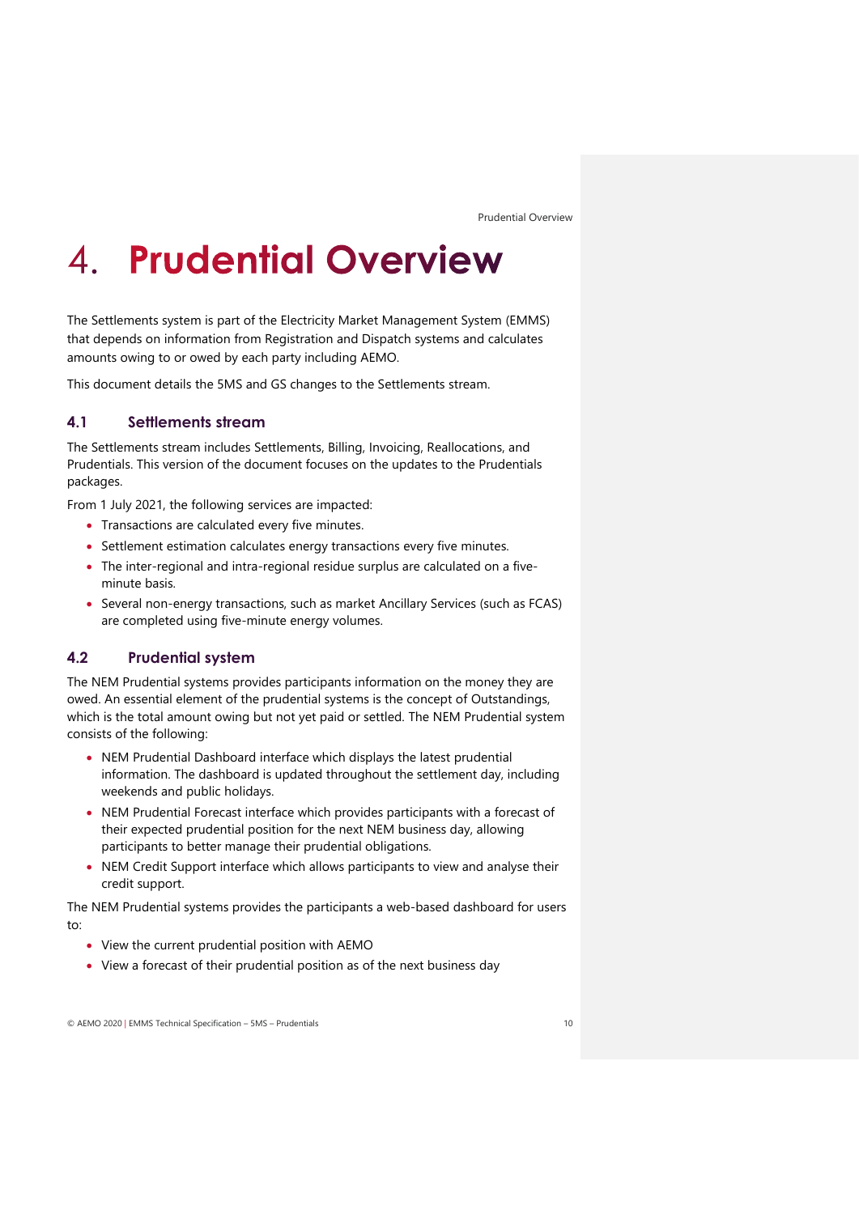# 4. Prudential Overview

The Settlements system is part of the Electricity Market Management System (EMMS) that depends on information from Registration and Dispatch systems and calculates amounts owing to or owed by each party including AEMO.

This document details the 5MS and GS changes to the Settlements stream.

## 4.1 Settlements stream

The Settlements stream includes Settlements, Billing, Invoicing, Reallocations, and Prudentials. This version of the document focuses on the updates to the Prudentials packages.

From 1 July 2021, the following services are impacted:

- Transactions are calculated every five minutes.
- Settlement estimation calculates energy transactions every five minutes.
- The inter-regional and intra-regional residue surplus are calculated on a five-minute basis.
- Several non-energy transactions, such as market Ancillary Services (such as FCAS) are completed using five-minute energy volumes.

## 4.2 Prudential system

The NEM Prudential systems provides participants information on the money they are owed. An essential element of the prudential systems is the concept of Outstandings, which is the total amount owing but not yet paid or settled. The NEM Prudential system consists of the following:

- NEM Prudential Dashboard interface which displays the latest prudential information. The dashboard is updated throughout the settlement day, including weekends and public holidays.
- NEM Prudential Forecast interface which provides participants with a forecast of their expected prudential position for the next NEM business day, allowing participants to better manage their prudential obligations.
- NEM Credit Support interface which allows participants to view and analyse their credit support.

The NEM Prudential systems provides the participants a web-based dashboard for users to:

- View the current prudential position with AEMO
- View a forecast of their prudential position as of the next business day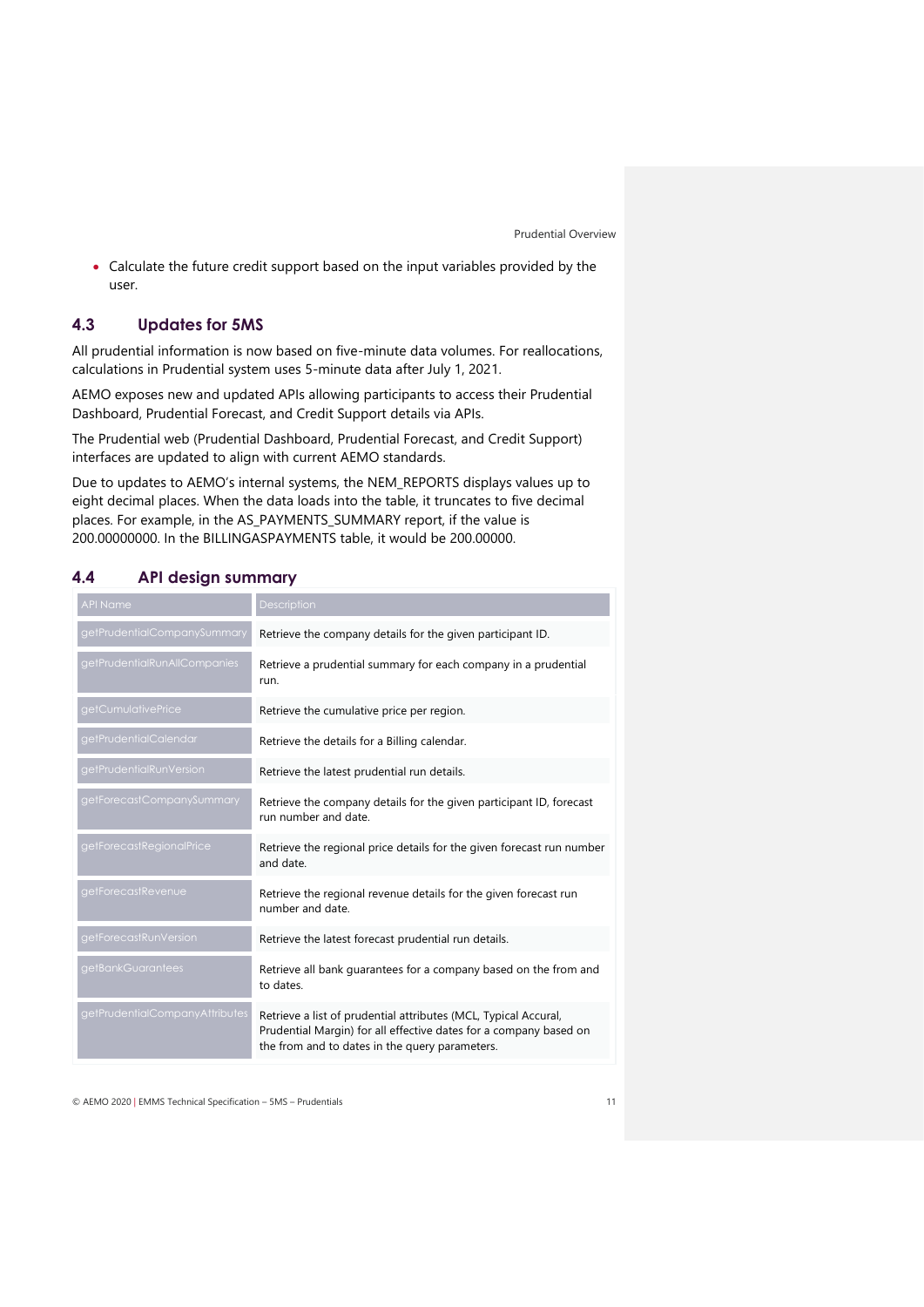- Calculate the future credit support based on the input variables provided by the user.

## 4.3 Updates for 5MS

All prudential information is now based on five-minute data volumes. For reallocations, calculations in Prudential system uses 5-minute data after July 1, 2021.

AEMO exposes new and updated APIs allowing participants to access their Prudential Dashboard, Prudential Forecast, and Credit Support details via APIs.

The Prudential web (Prudential Dashboard, Prudential Forecast, and Credit Support) interfaces are updated to align with current AEMO standards.

Due to updates to AEMO's internal systems, the NEM_REPORTS displays values up to eight decimal places. When the data loads into the table, it truncates to five decimal places. For example, in the AS_PAYMENTS_SUMMARY report, if the value is 200.00000000. In the BILLINGASPAYMENTS table, it would be 200.00000.

## 4.4 API design summary

| API Name | Description |
| --- | --- |
| getPrudentialCompanySummary | Retrieve the company details for the given participant ID. |
| getPrudentialRunAllCompanies | Retrieve a prudential summary for each company in a prudential run. |
| getCumulativePrice | Retrieve the cumulative price per region. |
| getPrudentialCalendar | Retrieve the details for a Billing calendar. |
| getPrudentialRunVersion | Retrieve the latest prudential run details. |
| getForecastCompanySummary | Retrieve the company details for the given participant ID, forecast run number and date. |
| getForecastRegionalPrice | Retrieve the regional price details for the given forecast run number and date. |
| getForecastRevenue | Retrieve the regional revenue details for the given forecast run number and date. |
| getForecastRunVersion | Retrieve the latest forecast prudential run details. |
| getBankGuarantees | Retrieve all bank guarantees for a company based on the from and to dates. |
| getPrudentialCompanyAttributes | Retrieve a list of prudential attributes (MCL, Typical Accural, Prudential Margin) for all effective dates for a company based on the from and to dates in the query parameters. |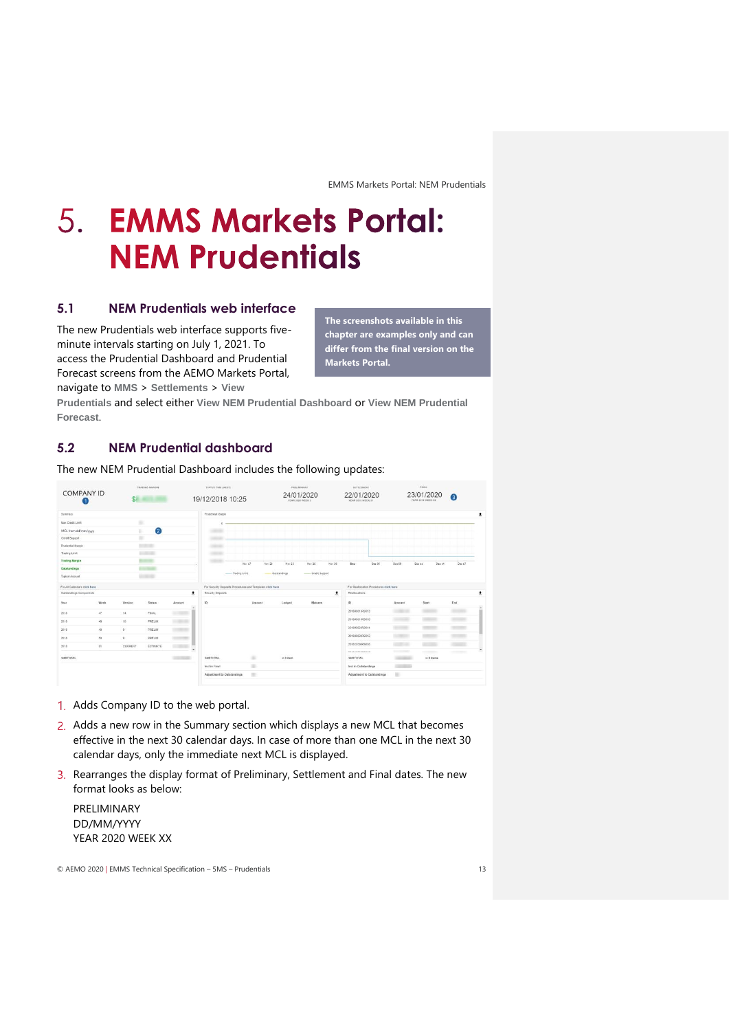# 5. EMMS Markets Portal: NEM Prudentials

## 5.1 NEM Prudentials web interface

**The screenshots available in this chapter are examples only and can differ from the final version on the Markets Portal.**

The new Prudentials web interface supports five-minute intervals starting on July 1, 2021. To access the Prudential Dashboard and Prudential Forecast screens from the AEMO Markets Portal, navigate to **MMS** > **Settlements** > **View Prudentials** and select either **View NEM Prudential Dashboard** or **View NEM Prudential Forecast**.

## 5.2 NEM Prudential dashboard

The new NEM Prudential Dashboard includes the following updates:

1. Adds Company ID to the web portal.
2. Adds a new row in the Summary section which displays a new MCL that becomes effective in the next 30 calendar days. In case of more than one MCL in the next 30 calendar days, only the immediate next MCL is displayed.
3. Rearranges the display format of Preliminary, Settlement and Final dates. The new format looks as below:

   PRELIMINARY
   DD/MM/YYYY
   YEAR 2020 WEEK XX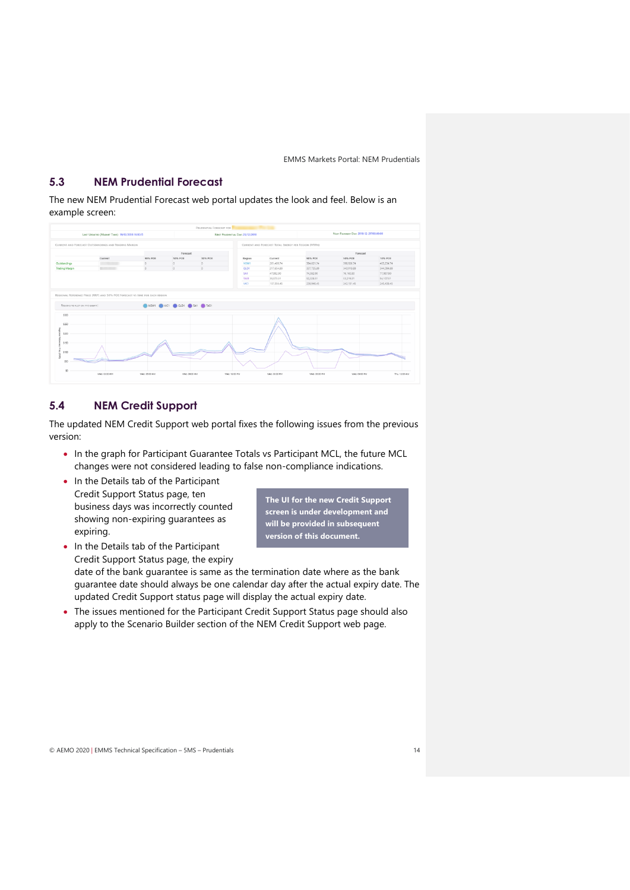## 5.3 NEM Prudential Forecast

The new NEM Prudential Forecast web portal updates the look and feel. Below is an example screen:

## 5.4 NEM Credit Support

The updated NEM Credit Support web portal fixes the following issues from the previous version:

- In the graph for Participant Guarantee Totals vs Participant MCL, the future MCL changes were not considered leading to false non-compliance indications.
- In the Details tab of the Participant Credit Support Status page, ten business days was incorrectly counted showing non-expiring guarantees as expiring.
- In the Details tab of the Participant Credit Support Status page, the expiry date of the bank guarantee is same as the termination date where as the bank guarantee date should always be one calendar day after the actual expiry date. The updated Credit Support status page will display the actual expiry date.
- The issues mentioned for the Participant Credit Support Status page should also apply to the Scenario Builder section of the NEM Credit Support web page.

**The UI for the new Credit Support screen is under development and will be provided in subsequent version of this document.**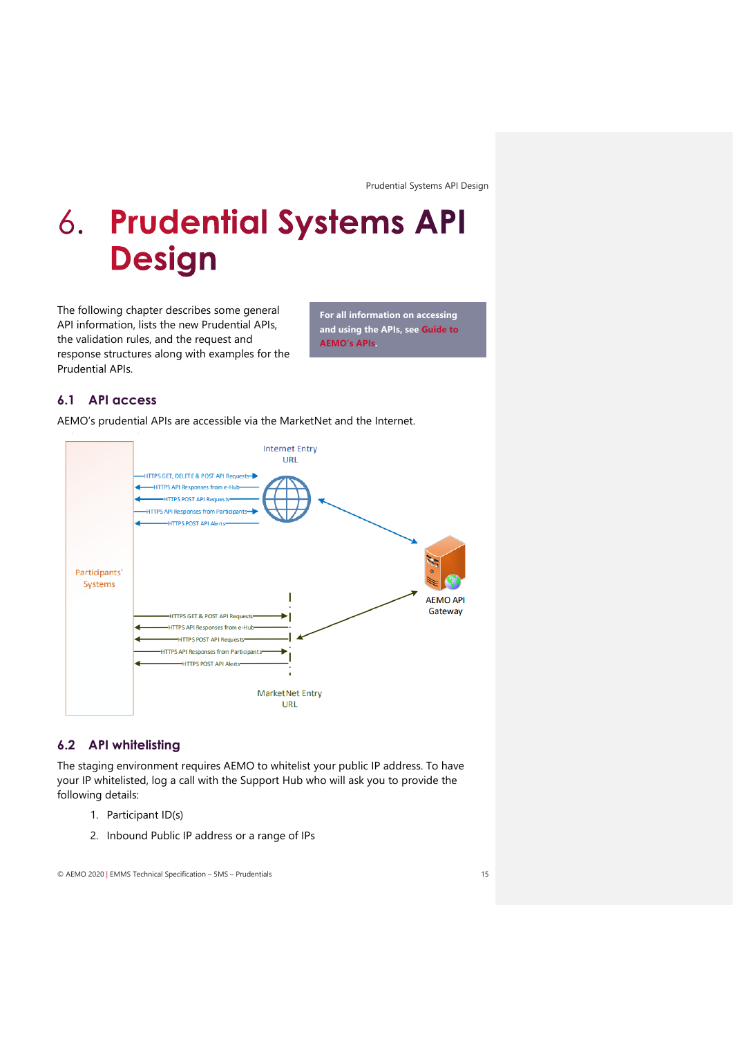# 6. Prudential Systems API Design

The following chapter describes some general API information, lists the new Prudential APIs, the validation rules, and the request and response structures along with examples for the Prudential APIs.

**For all information on accessing and using the APIs, see Guide to AEMO's APIs.**

## 6.1 API access

AEMO's prudential APIs are accessible via the MarketNet and the Internet.

Internet Entry URL

HTTPS GET, DELETE & POST API Requests

HTTPS API Responses from e-Hub

HTTPS POST API Requests

HTTPS API Responses from Participants

HTTPS POST API Alerts

Participants' Systems

AEMO API Gateway

HTTPS GET & POST API Requests

HTTPS API Responses from e-Hub

HTTPS POST API Requests

HTTPS API Responses from Participants

HTTPS POST API Alerts

MarketNet Entry URL

## 6.2 API whitelisting

The staging environment requires AEMO to whitelist your public IP address. To have your IP whitelisted, log a call with the Support Hub who will ask you to provide the following details:

1. Participant ID(s)
2. Inbound Public IP address or a range of IPs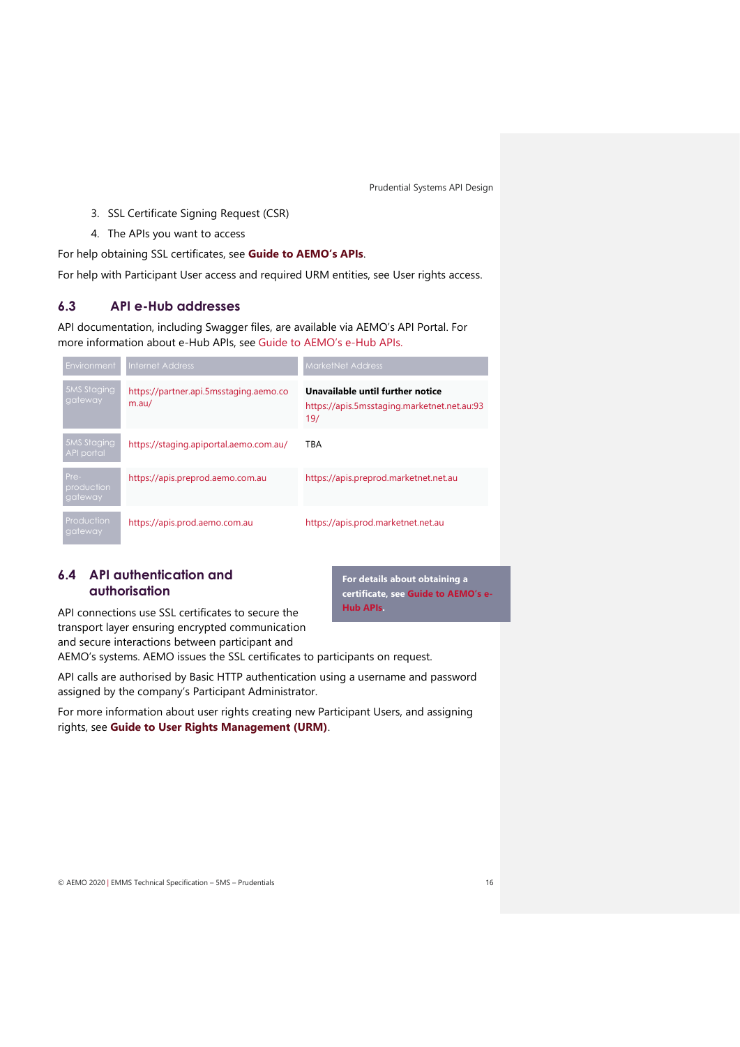3. SSL Certificate Signing Request (CSR)
4. The APIs you want to access

For help obtaining SSL certificates, see **Guide to AEMO's APIs**.

For help with Participant User access and required URM entities, see User rights access.

## 6.3 API e-Hub addresses

API documentation, including Swagger files, are available via AEMO's API Portal. For more information about e-Hub APIs, see Guide to AEMO's e-Hub APIs.

| Environment | Internet Address | MarketNet Address |
|---|---|---|
| 5MS Staging gateway | https://partner.api.5msstaging.aemo.com.au/ | **Unavailable until further notice** https://apis.5msstaging.marketnet.net.au:9319/ |
| 5MS Staging API portal | https://staging.apiportal.aemo.com.au/ | TBA |
| Pre-production gateway | https://apis.preprod.aemo.com.au | https://apis.preprod.marketnet.net.au |
| Production gateway | https://apis.prod.aemo.com.au | https://apis.prod.marketnet.net.au |

## 6.4 API authentication and authorisation

**For details about obtaining a certificate, see Guide to AEMO's e-Hub APIs.**

API connections use SSL certificates to secure the transport layer ensuring encrypted communication and secure interactions between participant and AEMO's systems. AEMO issues the SSL certificates to participants on request.

API calls are authorised by Basic HTTP authentication using a username and password assigned by the company's Participant Administrator.

For more information about user rights creating new Participant Users, and assigning rights, see **Guide to User Rights Management (URM)**.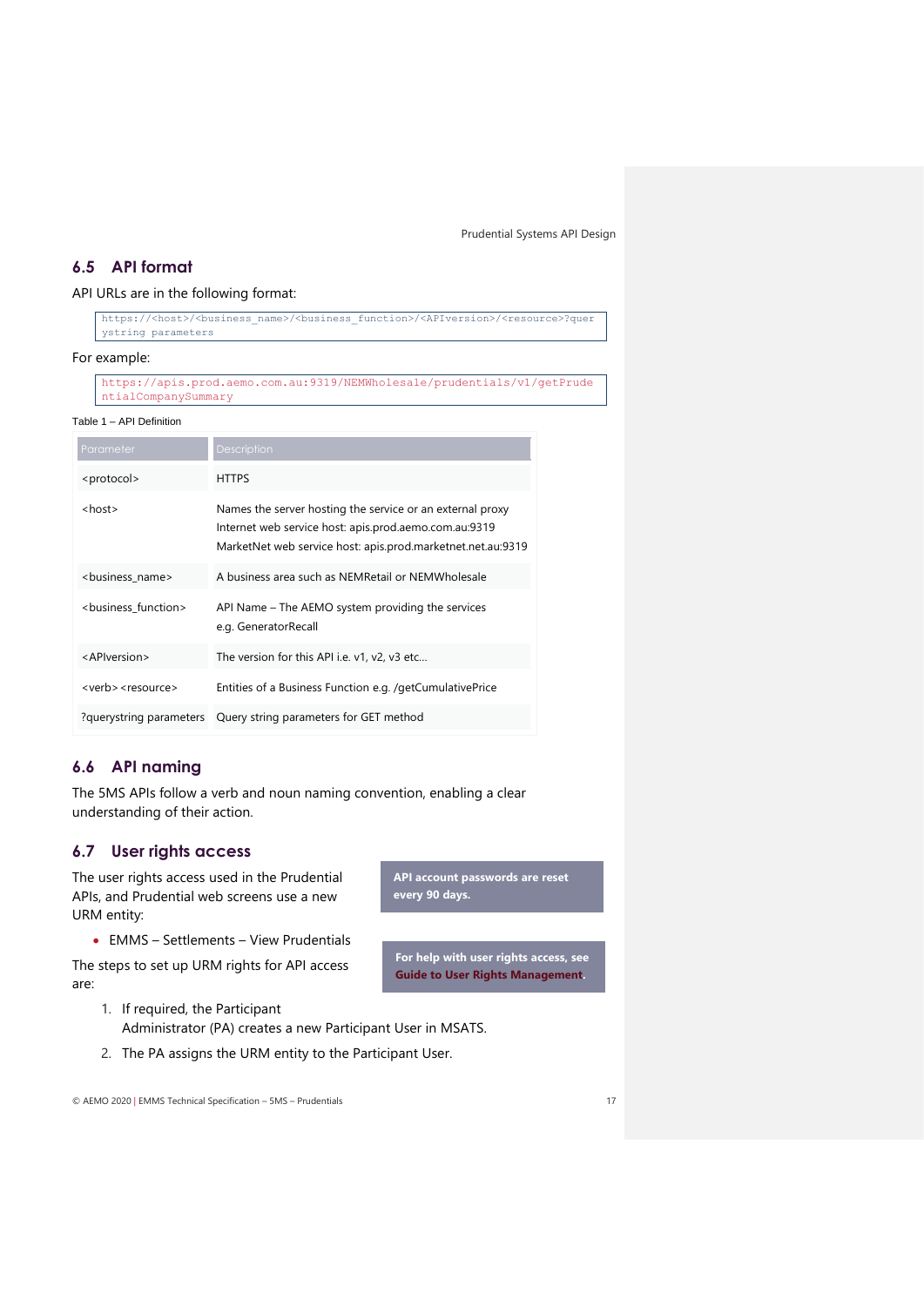## 6.5 API format

API URLs are in the following format:

```
https://<host>/<business_name>/<business_function>/<APIversion>/<resource>?querystring parameters
```

For example:

```
https://apis.prod.aemo.com.au:9319/NEMWholesale/prudentials/v1/getPrudentialCompanySummary
```

Table 1 – API Definition

| Parameter | Description |
| --- | --- |
| <protocol> | HTTPS |
| <host> | Names the server hosting the service or an external proxy<br>Internet web service host: apis.prod.aemo.com.au:9319<br>MarketNet web service host: apis.prod.marketnet.net.au:9319 |
| <business_name> | A business area such as NEMRetail or NEMWholesale |
| <business_function> | API Name – The AEMO system providing the services e.g. GeneratorRecall |
| <APIversion> | The version for this API i.e. v1, v2, v3 etc… |
| <verb> <resource> | Entities of a Business Function e.g. /getCumulativePrice |
| ?querystring parameters | Query string parameters for GET method |

## 6.6 API naming

The 5MS APIs follow a verb and noun naming convention, enabling a clear understanding of their action.

## 6.7 User rights access

**API account passwords are reset every 90 days.**

**For help with user rights access, see Guide to User Rights Management.**

The user rights access used in the Prudential APIs, and Prudential web screens use a new URM entity:

- EMMS – Settlements – View Prudentials

The steps to set up URM rights for API access are:

1. If required, the Participant Administrator (PA) creates a new Participant User in MSATS.
2. The PA assigns the URM entity to the Participant User.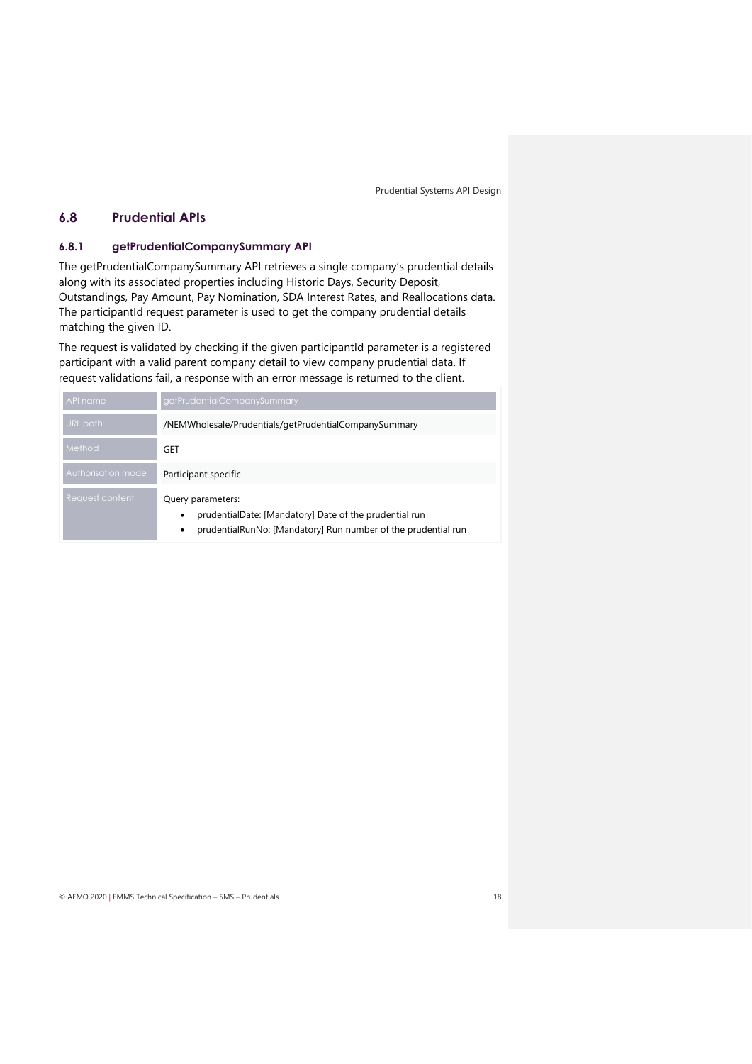## 6.8 Prudential APIs

### 6.8.1 getPrudentialCompanySummary API

The getPrudentialCompanySummary API retrieves a single company's prudential details along with its associated properties including Historic Days, Security Deposit, Outstandings, Pay Amount, Pay Nomination, SDA Interest Rates, and Reallocations data. The participantId request parameter is used to get the company prudential details matching the given ID.

The request is validated by checking if the given participantId parameter is a registered participant with a valid parent company detail to view company prudential data. If request validations fail, a response with an error message is returned to the client.

| API name | getPrudentialCompanySummary |
|---|---|
| URL path | /NEMWholesale/Prudentials/getPrudentialCompanySummary |
| Method | GET |
| Authorisation mode | Participant specific |
| Request content | Query parameters:<br>• prudentialDate: [Mandatory] Date of the prudential run<br>• prudentialRunNo: [Mandatory] Run number of the prudential run |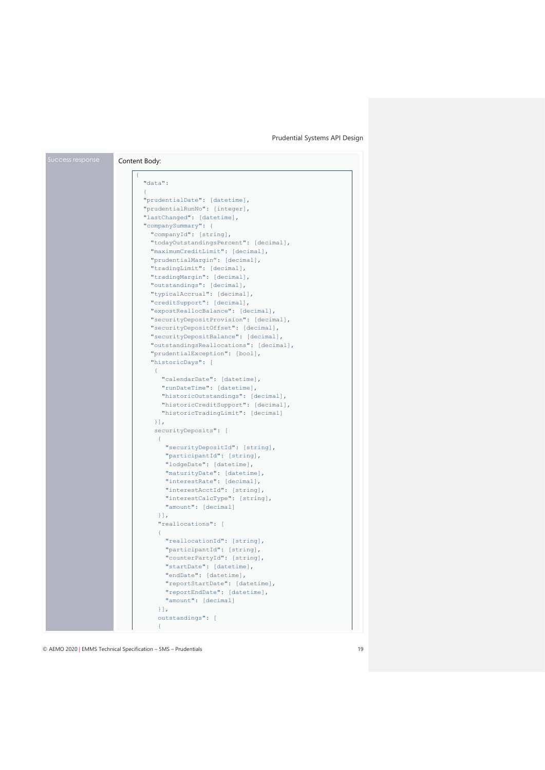| Success response | Content Body: |
|---|---|

```
{
  "data":
  {
  "prudentialDate": [datetime],
  "prudentialRunNo": [integer],
  "lastChanged": [datetime],
  "companySummary": {
    "companyId": [string],
    "todayOutstandingsPercent": [decimal],
    "maximumCreditLimit": [decimal],
    "prudentialMargin": [decimal],
    "tradingLimit": [decimal],
    "tradingMargin": [decimal],
    "outstandings": [decimal],
    "typicalAccrual": [decimal],
    "creditSupport": [decimal],
    "expostReallocBalance": [decimal],
    "securityDepositProvision": [decimal],
    "securityDepositOffset": [decimal],
    "securityDepositBalance": [decimal],
    "outstandingsReallocations": [decimal],
    "prudentialException": [bool],
    "historicDays": [
     {
       "calendarDate": [datetime],
       "runDateTime": [datetime],
       "historicOutstandings": [decimal],
       "historicCreditSupport": [decimal],
       "historicTradingLimit": [decimal]
     }],
     securityDeposits": [
      {
        "securityDepositId": [string],
        "participantId": [string],
        "lodgeDate": [datetime],
        "maturityDate": [datetime],
        "interestRate": [decimal],
        "interestAcctId": [string],
        "interestCalcType": [string],
        "amount": [decimal]
      }],
      "reallocations": [
      {
        "reallocationId": [string],
        "participantId": [string],
        "counterPartyId": [string],
        "startDate": [datetime],
        "endDate": [datetime],
        "reportStartDate": [datetime],
        "reportEndDate": [datetime],
        "amount": [decimal]
      }],
      outstandings": [
      {
```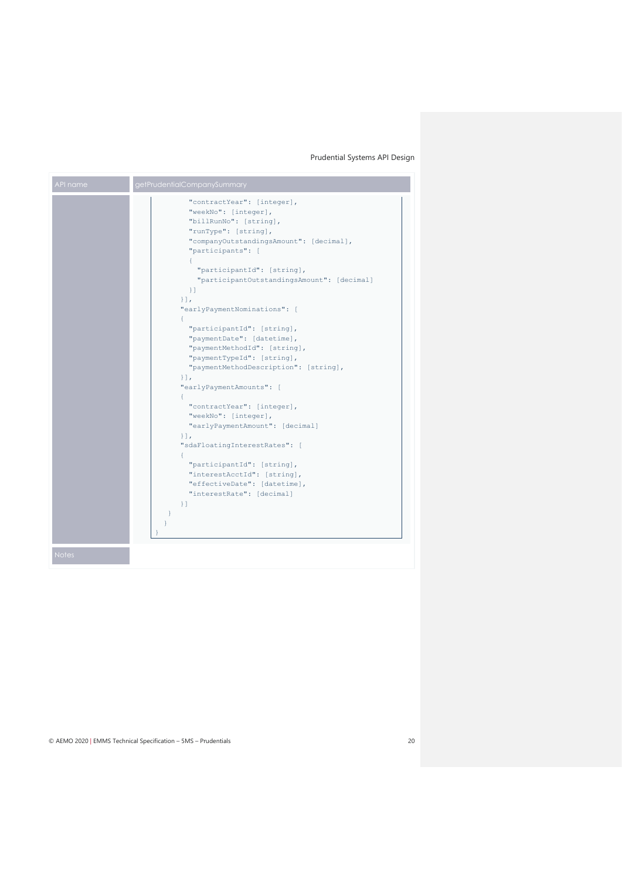| API name | getPrudentialCompanySummary |
| --- | --- |
|  | (code continued below) |
| Notes |  |

```
        "contractYear": [integer],
        "weekNo": [integer],
        "billRunNo": [string],
        "runType": [string],
        "companyOutstandingsAmount": [decimal],
        "participants": [
        {
          "participantId": [string],
          "participantOutstandingsAmount": [decimal]
        }]
      }],
      "earlyPaymentNominations": [
      {
        "participantId": [string],
        "paymentDate": [datetime],
        "paymentMethodId": [string],
        "paymentTypeId": [string],
        "paymentMethodDescription": [string],
      }],
      "earlyPaymentAmounts": [
      {
        "contractYear": [integer],
        "weekNo": [integer],
        "earlyPaymentAmount": [decimal]
      }],
      "sdaFloatingInterestRates": [
      {
        "participantId": [string],
        "interestAcctId": [string],
        "effectiveDate": [datetime],
        "interestRate": [decimal]
      }]
    }
  }
}
```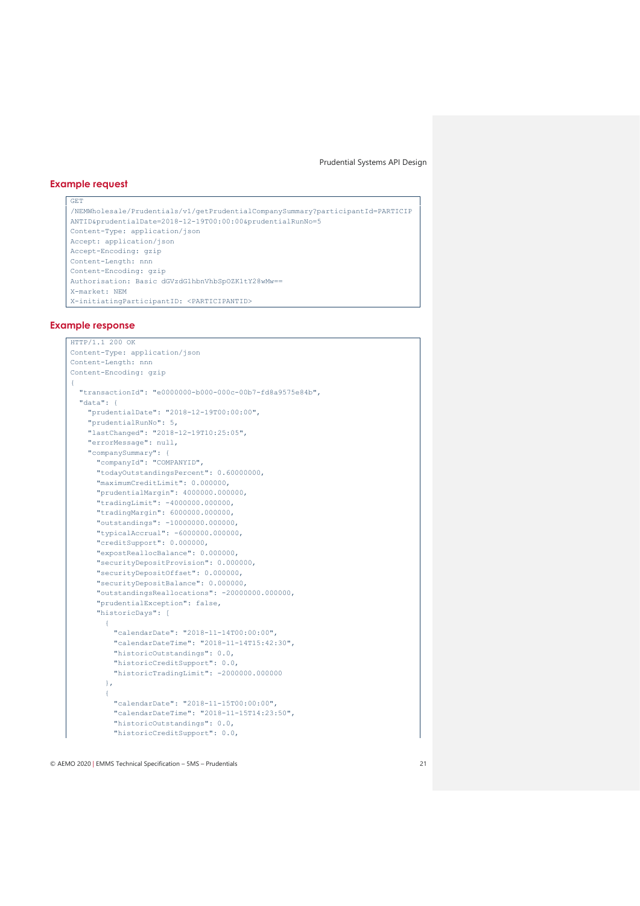## Example request

```
GET
/NEMWholesale/Prudentials/v1/getPrudentialCompanySummary?participantId=PARTICIP
ANTID&prudentialDate=2018-12-19T00:00:00&prudentialRunNo=5
Content-Type: application/json
Accept: application/json
Accept-Encoding: gzip
Content-Length: nnn
Content-Encoding: gzip
Authorisation: Basic dGVzdGlhbnVhbSpOZK1tY28wMw==
X-market: NEM
X-initiatingParticipantID: <PARTICIPANTID>
```

## Example response

```
HTTP/1.1 200 OK
Content-Type: application/json
Content-Length: nnn
Content-Encoding: gzip
{
  "transactionId": "e0000000-b000-000c-00b7-fd8a9575e84b",
  "data": {
    "prudentialDate": "2018-12-19T00:00:00",
    "prudentialRunNo": 5,
    "lastChanged": "2018-12-19T10:25:05",
    "errorMessage": null,
    "companySummary": {
      "companyId": "COMPANYID",
      "todayOutstandingsPercent": 0.60000000,
      "maximumCreditLimit": 0.000000,
      "prudentialMargin": 4000000.000000,
      "tradingLimit": -4000000.000000,
      "tradingMargin": 6000000.000000,
      "outstandings": -10000000.000000,
      "typicalAccrual": -6000000.000000,
      "creditSupport": 0.000000,
      "expostReallocBalance": 0.000000,
      "securityDepositProvision": 0.000000,
      "securityDepositOffset": 0.000000,
      "securityDepositBalance": 0.000000,
      "outstandingsReallocations": -20000000.000000,
      "prudentialException": false,
      "historicDays": [
        {
          "calendarDate": "2018-11-14T00:00:00",
          "calendarDateTime": "2018-11-14T15:42:30",
          "historicOutstandings": 0.0,
          "historicCreditSupport": 0.0,
          "historicTradingLimit": -2000000.000000
        },
        {
          "calendarDate": "2018-11-15T00:00:00",
          "calendarDateTime": "2018-11-15T14:23:50",
          "historicOutstandings": 0.0,
          "historicCreditSupport": 0.0,
```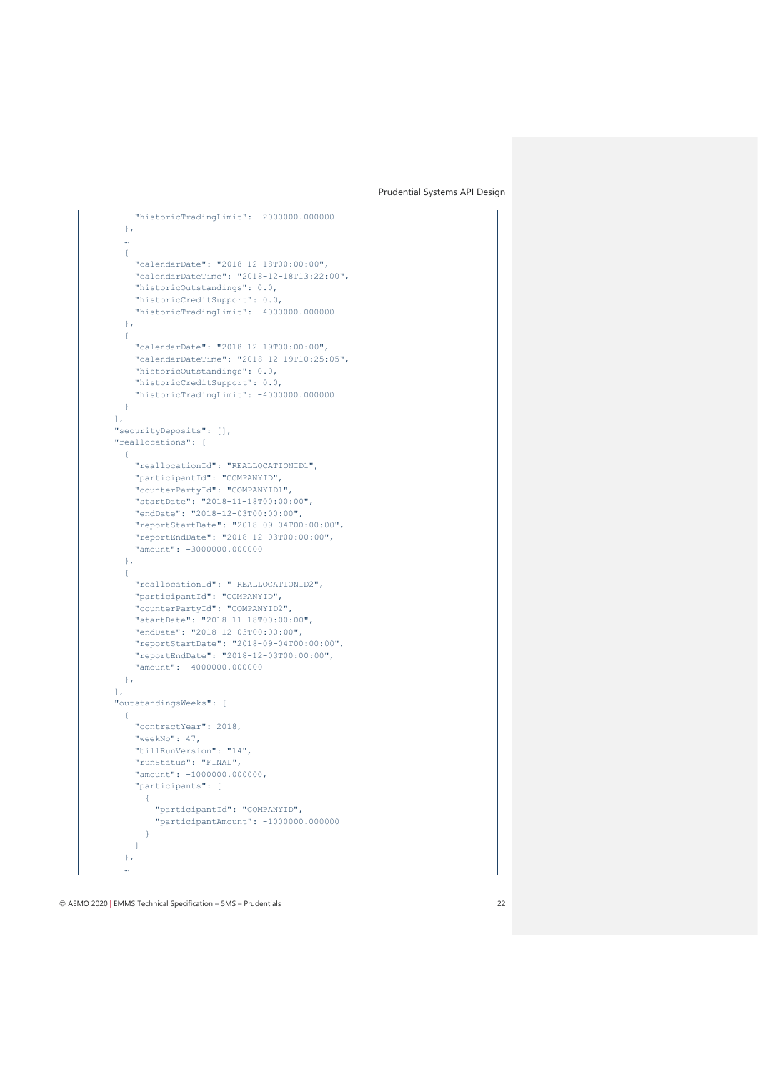```
        "historicTradingLimit": -2000000.000000
      },
      …
      {
        "calendarDate": "2018-12-18T00:00:00",
        "calendarDateTime": "2018-12-18T13:22:00",
        "historicOutstandings": 0.0,
        "historicCreditSupport": 0.0,
        "historicTradingLimit": -4000000.000000
      },
      {
        "calendarDate": "2018-12-19T00:00:00",
        "calendarDateTime": "2018-12-19T10:25:05",
        "historicOutstandings": 0.0,
        "historicCreditSupport": 0.0,
        "historicTradingLimit": -4000000.000000
      }
    ],
    "securityDeposits": [],
    "reallocations": [
      {
        "reallocationId": "REALLOCATIONID1",
        "participantId": "COMPANYID",
        "counterPartyId": "COMPANYID1",
        "startDate": "2018-11-18T00:00:00",
        "endDate": "2018-12-03T00:00:00",
        "reportStartDate": "2018-09-04T00:00:00",
        "reportEndDate": "2018-12-03T00:00:00",
        "amount": -3000000.000000
      },
      {
        "reallocationId": " REALLOCATIONID2",
        "participantId": "COMPANYID",
        "counterPartyId": "COMPANYID2",
        "startDate": "2018-11-18T00:00:00",
        "endDate": "2018-12-03T00:00:00",
        "reportStartDate": "2018-09-04T00:00:00",
        "reportEndDate": "2018-12-03T00:00:00",
        "amount": -4000000.000000
      },
    ],
    "outstandingsWeeks": [
      {
        "contractYear": 2018,
        "weekNo": 47,
        "billRunVersion": "14",
        "runStatus": "FINAL",
        "amount": -1000000.000000,
        "participants": [
          {
            "participantId": "COMPANYID",
            "participantAmount": -1000000.000000
          }
        ]
      },
      …
```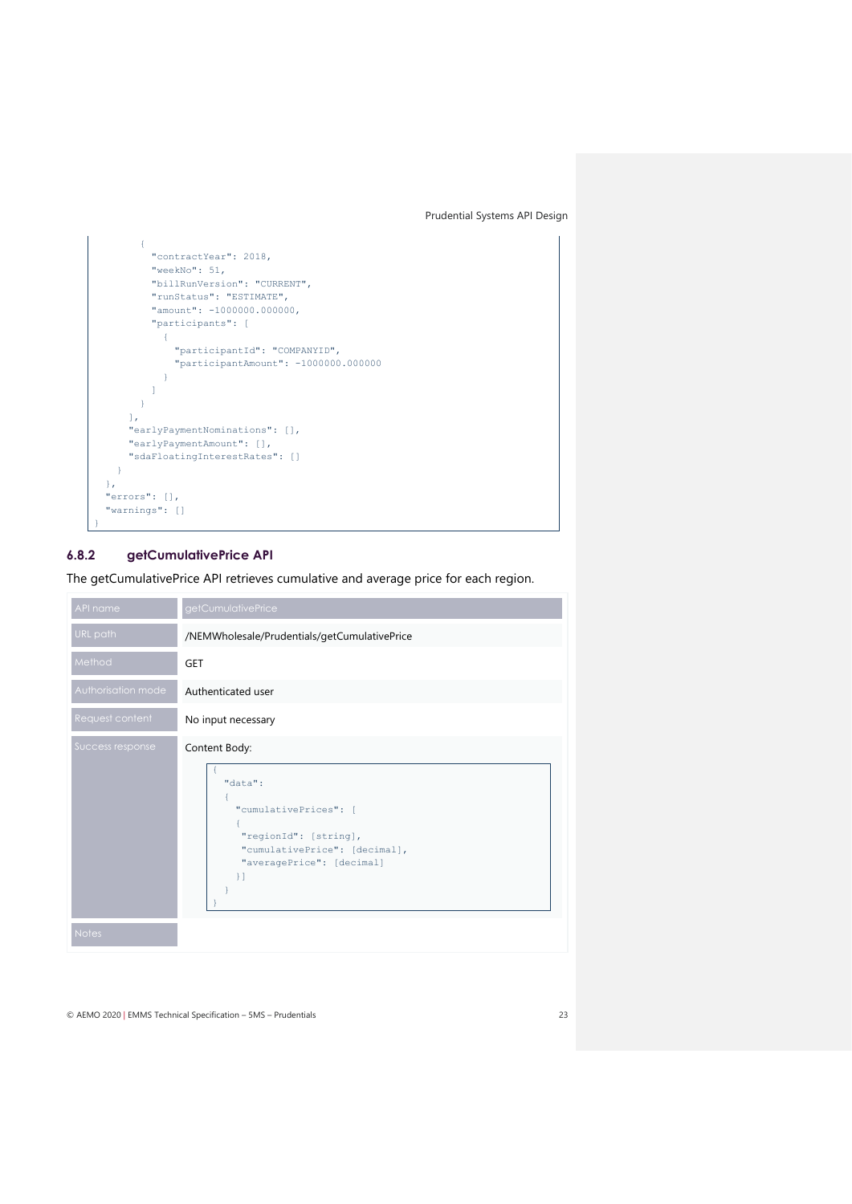```
      {
        "contractYear": 2018,
        "weekNo": 51,
        "billRunVersion": "CURRENT",
        "runStatus": "ESTIMATE",
        "amount": -1000000.000000,
        "participants": [
          {
            "participantId": "COMPANYID",
            "participantAmount": -1000000.000000
          }
        ]
      }
    ],
    "earlyPaymentNominations": [],
    "earlyPaymentAmount": [],
    "sdaFloatingInterestRates": []
  }
},
"errors": [],
"warnings": []
}
```

### 6.8.2 getCumulativePrice API

The getCumulativePrice API retrieves cumulative and average price for each region.

| API name | getCumulativePrice |
| --- | --- |
| URL path | /NEMWholesale/Prudentials/getCumulativePrice |
| Method | GET |
| Authorisation mode | Authenticated user |
| Request content | No input necessary |
| Success response | Content Body: `{ "data": { "cumulativePrices": [ { "regionId": [string], "cumulativePrice": [decimal], "averagePrice": [decimal] }] } }` |
| Notes | |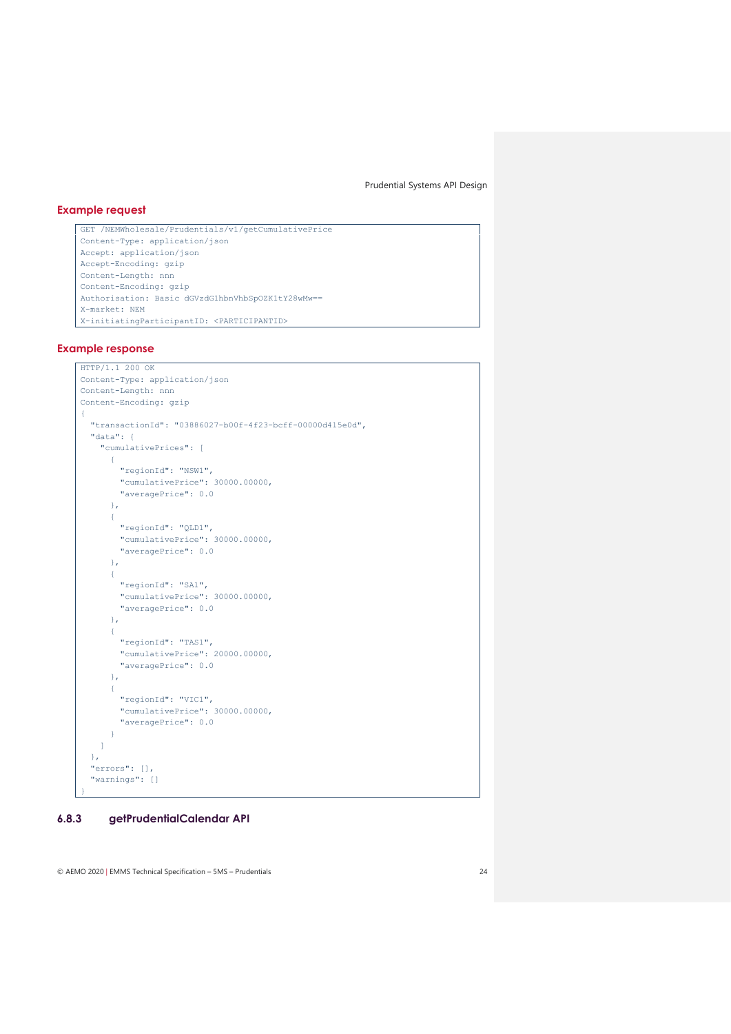### Example request

```
GET /NEMWholesale/Prudentials/v1/getCumulativePrice
Content-Type: application/json
Accept: application/json
Accept-Encoding: gzip
Content-Length: nnn
Content-Encoding: gzip
Authorisation: Basic dGVzdGlhbnVhbSpOZK1tY28wMw==
X-market: NEM
X-initiatingParticipantID: <PARTICIPANTID>
```

### Example response

```
HTTP/1.1 200 OK
Content-Type: application/json
Content-Length: nnn
Content-Encoding: gzip
{
  "transactionId": "03886027-b00f-4f23-bcff-00000d415e0d",
  "data": {
    "cumulativePrices": [
      {
        "regionId": "NSW1",
        "cumulativePrice": 30000.00000,
        "averagePrice": 0.0
      },
      {
        "regionId": "QLD1",
        "cumulativePrice": 30000.00000,
        "averagePrice": 0.0
      },
      {
        "regionId": "SA1",
        "cumulativePrice": 30000.00000,
        "averagePrice": 0.0
      },
      {
        "regionId": "TAS1",
        "cumulativePrice": 20000.00000,
        "averagePrice": 0.0
      },
      {
        "regionId": "VIC1",
        "cumulativePrice": 30000.00000,
        "averagePrice": 0.0
      }
    ]
  },
  "errors": [],
  "warnings": []
}
```

### 6.8.3 getPrudentialCalendar API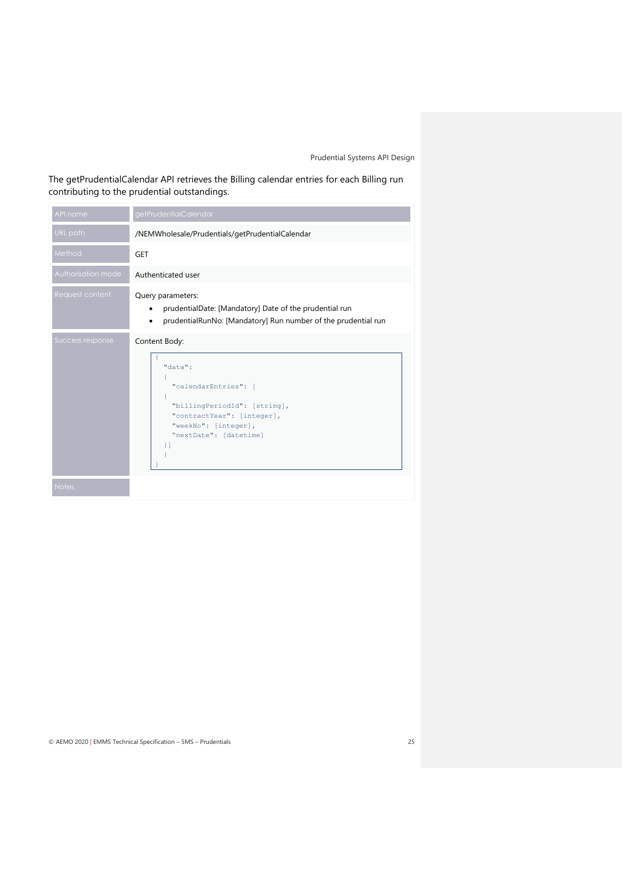The getPrudentialCalendar API retrieves the Billing calendar entries for each Billing run contributing to the prudential outstandings.

| API name | getPrudentialCalendar |
| --- | --- |
| URL path | /NEMWholesale/Prudentials/getPrudentialCalendar |
| Method | GET |
| Authorisation mode | Authenticated user |
| Request content | Query parameters:<br>• prudentialDate: [Mandatory] Date of the prudential run<br>• prudentialRunNo: [Mandatory] Run number of the prudential run |
| Success response | Content Body:<br>`{ "data": { "calendarEntries": [ { "billingPeriodId": [string], "contractYear": [integer], "weekNo": [integer], "nextDate": [datetime] }] } }` |
| Notes | |

```
{
  "data":
  {
    "calendarEntries": [
    {
    "billingPeriodId": [string],
    "contractYear": [integer],
    "weekNo": [integer],
    "nextDate": [datetime]
  }]
  }
}
```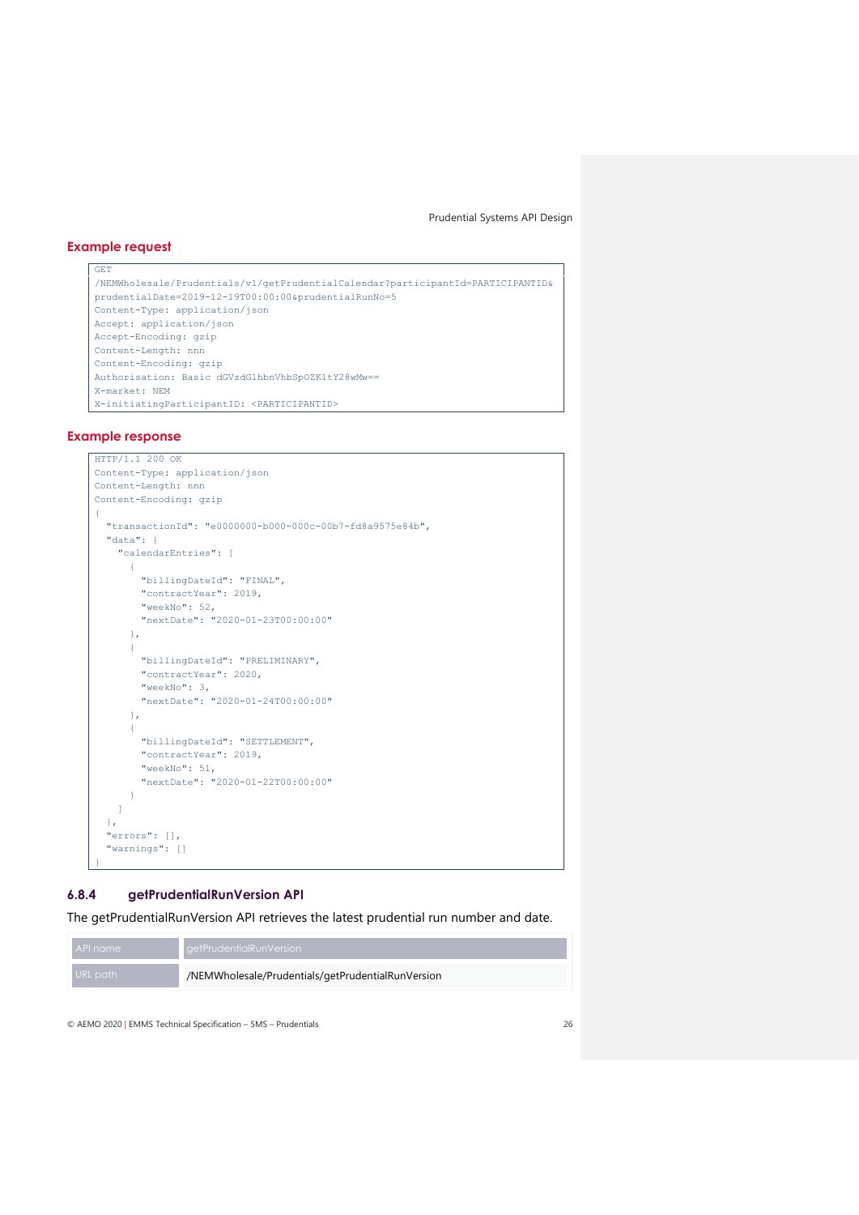#### Example request

```
GET
/NEMWholesale/Prudentials/v1/getPrudentialCalendar?participantId=PARTICIPANTID&
prudentialDate=2019-12-19T00:00:00&prudentialRunNo=5
Content-Type: application/json
Accept: application/json
Accept-Encoding: gzip
Content-Length: nnn
Content-Encoding: gzip
Authorisation: Basic dGVzdGlhbnVhbSpOZK1tY28wMw==
X-market: NEM
X-initiatingParticipantID: <PARTICIPANTID>
```

#### Example response

```
HTTP/1.1 200 OK
Content-Type: application/json
Content-Length: nnn
Content-Encoding: gzip
{
  "transactionId": "e0000000-b000-000c-00b7-fd8a9575e84b",
  "data": {
    "calendarEntries": [
      {
        "billingDateId": "FINAL",
        "contractYear": 2019,
        "weekNo": 52,
        "nextDate": "2020-01-23T00:00:00"
      },
      {
        "billingDateId": "PRELIMINARY",
        "contractYear": 2020,
        "weekNo": 3,
        "nextDate": "2020-01-24T00:00:00"
      },
      {
        "billingDateId": "SETTLEMENT",
        "contractYear": 2019,
        "weekNo": 51,
        "nextDate": "2020-01-22T00:00:00"
      }
    ]
  },
  "errors": [],
  "warnings": []
}
```

### 6.8.4 getPrudentialRunVersion API

The getPrudentialRunVersion API retrieves the latest prudential run number and date.

| API name | getPrudentialRunVersion |
|---|---|
| URL path | /NEMWholesale/Prudentials/getPrudentialRunVersion |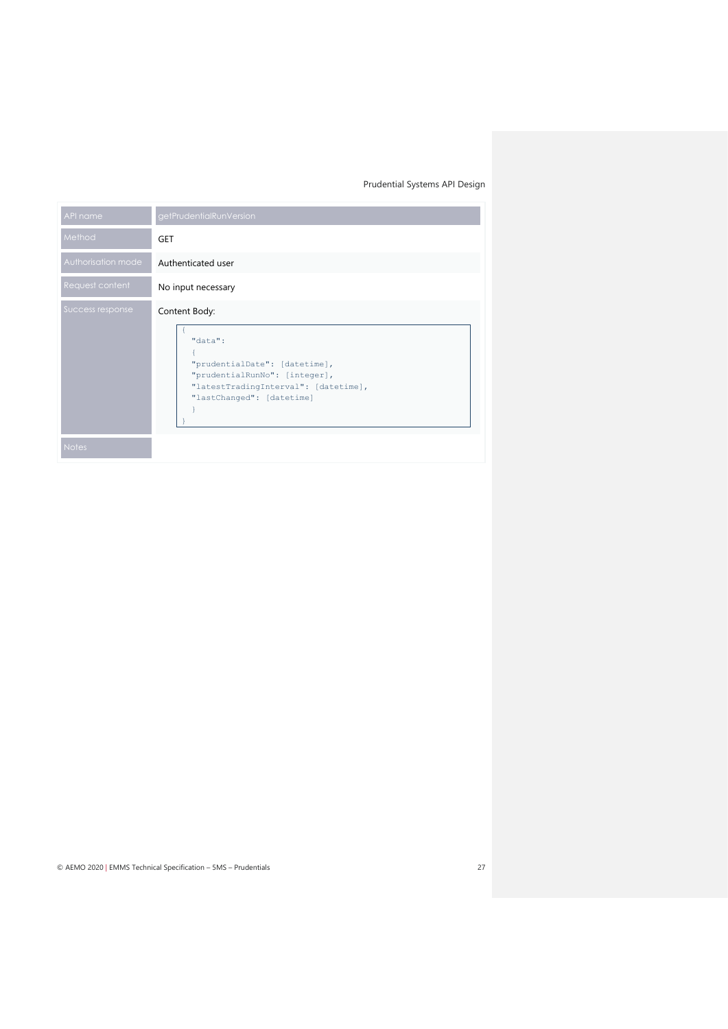| API name | getPrudentialRunVersion |
| --- | --- |
| Method | GET |
| Authorisation mode | Authenticated user |
| Request content | No input necessary |
| Success response | Content Body:<br>```{ "data": { "prudentialDate": [datetime], "prudentialRunNo": [integer], "latestTradingInterval": [datetime], "lastChanged": [datetime] } }``` |
| Notes | |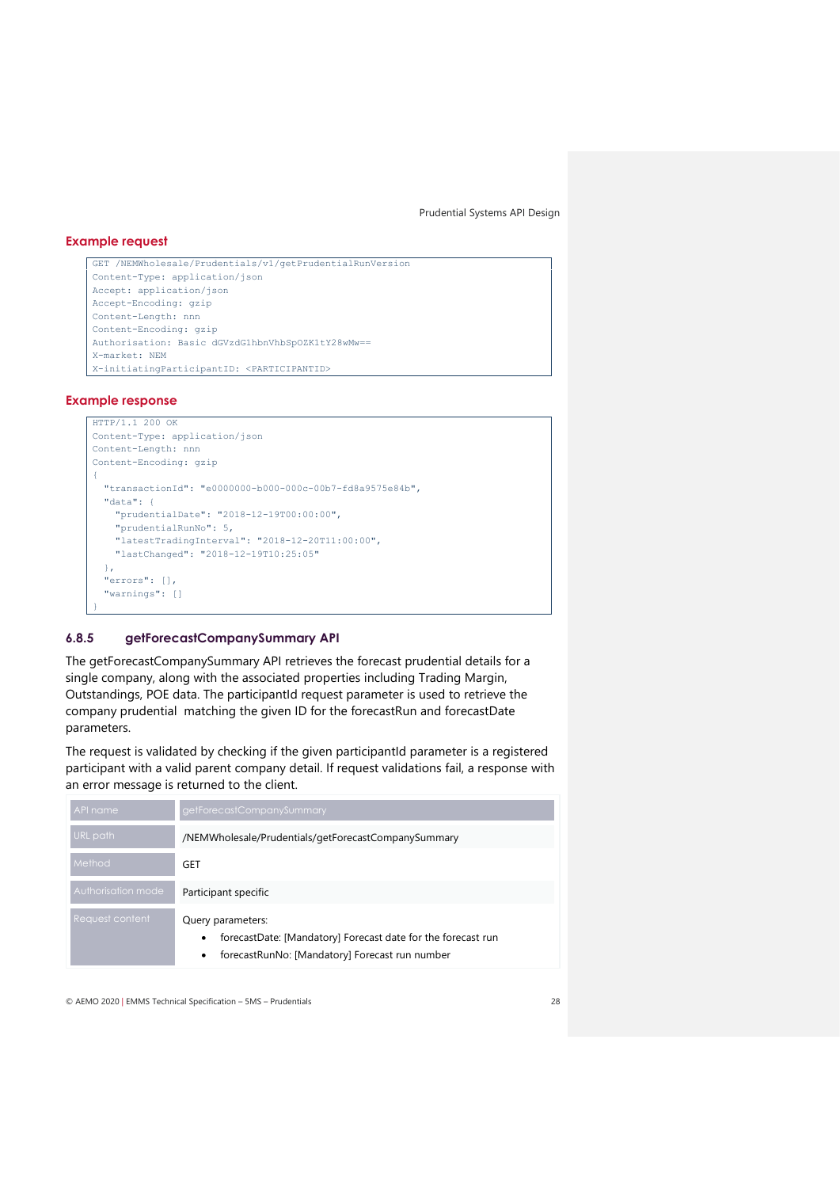### Example request

```
GET /NEMWholesale/Prudentials/v1/getPrudentialRunVersion
Content-Type: application/json
Accept: application/json
Accept-Encoding: gzip
Content-Length: nnn
Content-Encoding: gzip
Authorisation: Basic dGVzdG1hbnVhbSpOZK1tY28wMw==
X-market: NEM
X-initiatingParticipantID: <PARTICIPANTID>
```

### Example response

```
HTTP/1.1 200 OK
Content-Type: application/json
Content-Length: nnn
Content-Encoding: gzip
{
  "transactionId": "e0000000-b000-000c-00b7-fd8a9575e84b",
  "data": {
    "prudentialDate": "2018-12-19T00:00:00",
    "prudentialRunNo": 5,
    "latestTradingInterval": "2018-12-20T11:00:00",
    "lastChanged": "2018-12-19T10:25:05"
  },
  "errors": [],
  "warnings": []
}
```

### 6.8.5 getForecastCompanySummary API

The getForecastCompanySummary API retrieves the forecast prudential details for a single company, along with the associated properties including Trading Margin, Outstandings, POE data. The participantId request parameter is used to retrieve the company prudential  matching the given ID for the forecastRun and forecastDate parameters.

The request is validated by checking if the given participantId parameter is a registered participant with a valid parent company detail. If request validations fail, a response with an error message is returned to the client.

| API name | getForecastCompanySummary |
| --- | --- |
| URL path | /NEMWholesale/Prudentials/getForecastCompanySummary |
| Method | GET |
| Authorisation mode | Participant specific |
| Request content | Query parameters:<br>• forecastDate: [Mandatory] Forecast date for the forecast run<br>• forecastRunNo: [Mandatory] Forecast run number |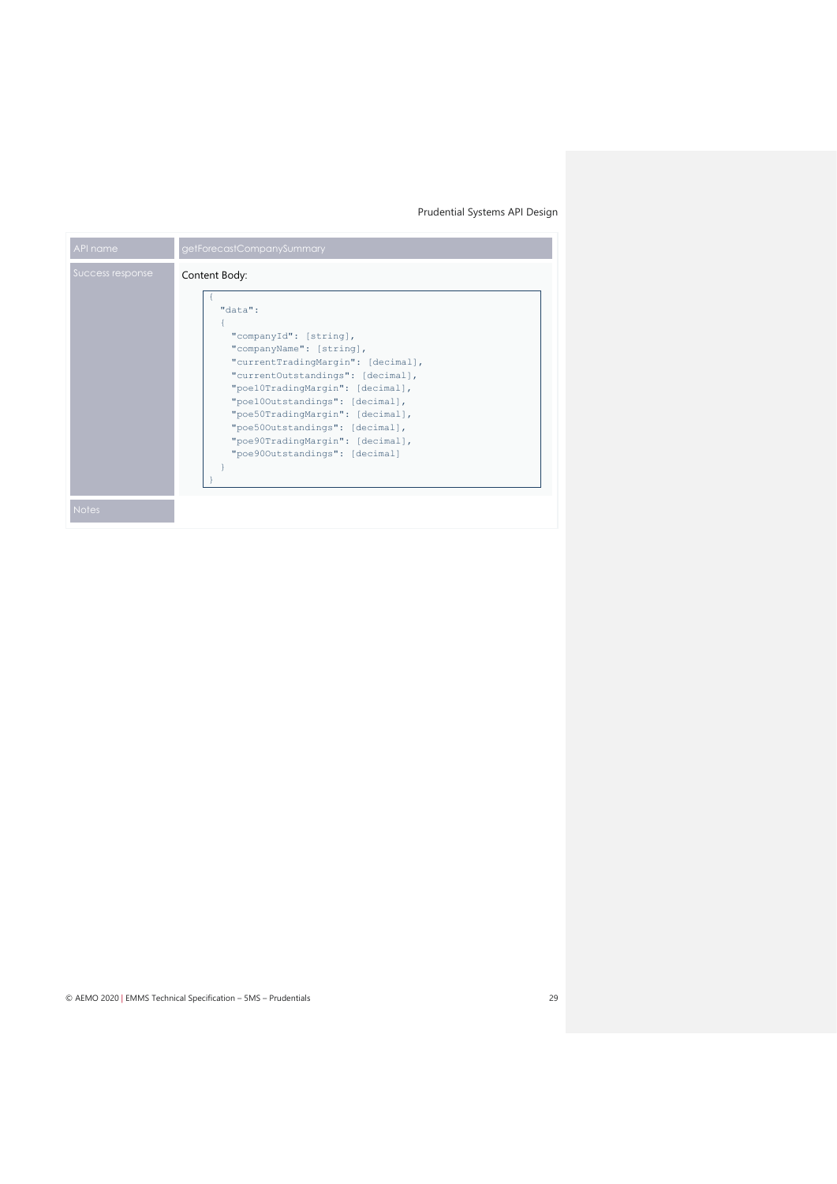| API name | getForecastCompanySummary |
| --- | --- |
| Success response | Content Body: |
| Notes | |

```
{
  "data":
  {
    "companyId": [string],
    "companyName": [string],
    "currentTradingMargin": [decimal],
    "currentOutstandings": [decimal],
    "poe10TradingMargin": [decimal],
    "poe10Outstandings": [decimal],
    "poe50TradingMargin": [decimal],
    "poe50Outstandings": [decimal],
    "poe90TradingMargin": [decimal],
    "poe90Outstandings": [decimal]
  }
}
```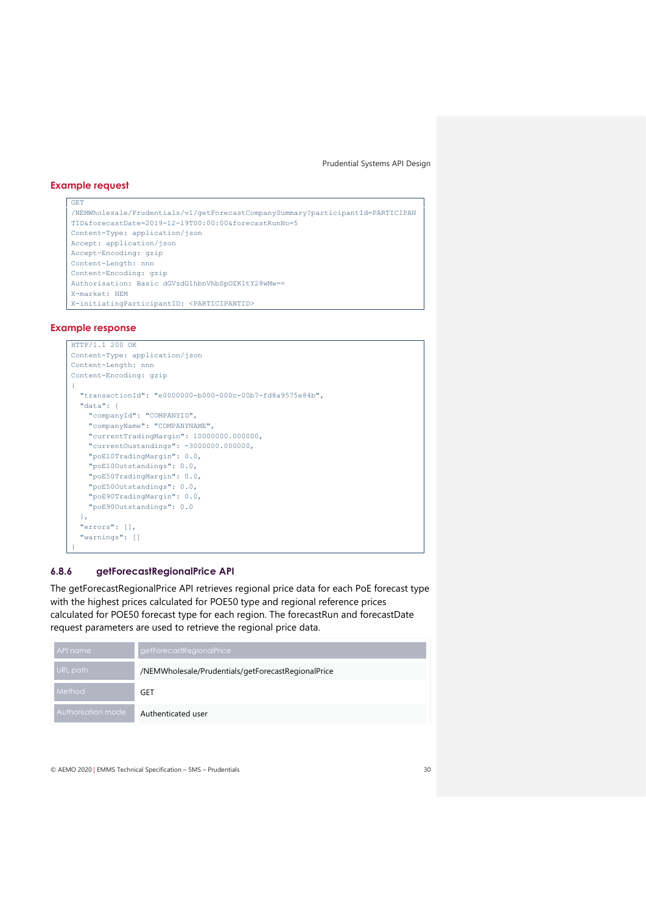### Example request

```
GET
/NEMWholesale/Prudentials/v1/getForecastCompanySummary?participantId=PARTICIPAN
TID&forecastDate=2019-12-19T00:00:00&forecastRunNo=5
Content-Type: application/json
Accept: application/json
Accept-Encoding: gzip
Content-Length: nnn
Content-Encoding: gzip
Authorisation: Basic dGVzdG1hbnVhbSpOZK1tY28wMw==
X-market: NEM
X-initiatingParticipantID: <PARTICIPANTID>
```

### Example response

```
HTTP/1.1 200 OK
Content-Type: application/json
Content-Length: nnn
Content-Encoding: gzip
{
  "transactionId": "e0000000-b000-000c-00b7-fd8a9575e84b",
  "data": {
    "companyId": "COMPANYID",
    "companyName": "COMPANYNAME",
    "currentTradingMargin": 10000000.000000,
    "currentOustandings": -3000000.000000,
    "poE10TradingMargin": 0.0,
    "poE10Outstandings": 0.0,
    "poE50TradingMargin": 0.0,
    "poE50Outstandings": 0.0,
    "poE90TradingMargin": 0.0,
    "poE90Outstandings": 0.0
  },
  "errors": [],
  "warnings": []
}
```

## 6.8.6 getForecastRegionalPrice API

The getForecastRegionalPrice API retrieves regional price data for each PoE forecast type with the highest prices calculated for POE50 type and regional reference prices calculated for POE50 forecast type for each region. The forecastRun and forecastDate request parameters are used to retrieve the regional price data.

| API name | getForecastRegionalPrice |
|---|---|
| URL path | /NEMWholesale/Prudentials/getForecastRegionalPrice |
| Method | GET |
| Authorisation mode | Authenticated user |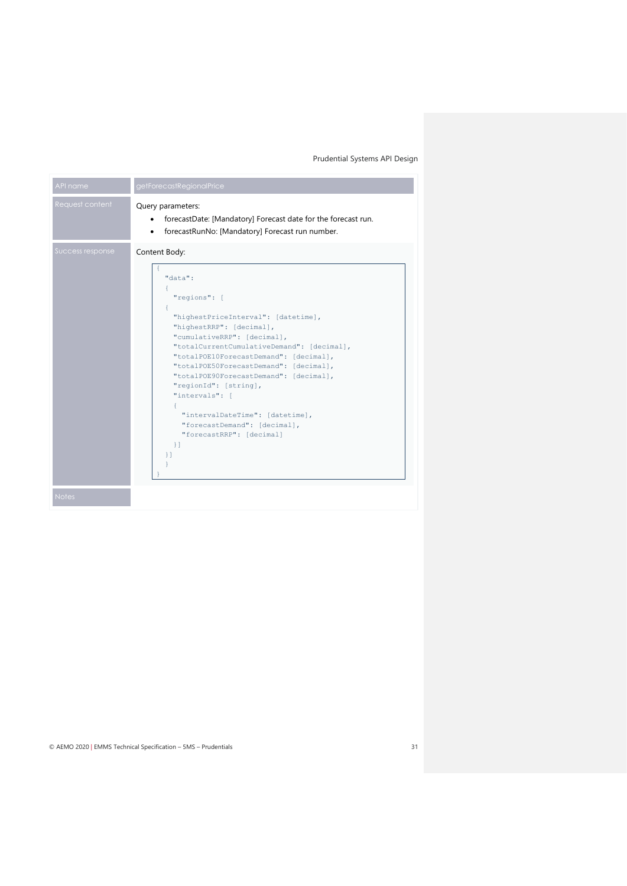| API name | getForecastRegionalPrice |
| --- | --- |
| Request content | Query parameters:<br>• forecastDate: [Mandatory] Forecast date for the forecast run.<br>• forecastRunNo: [Mandatory] Forecast run number. |
| Success response | Content Body: (see below) |
| Notes | |

```
{
  "data":
  {
    "regions": [
    {
      "highestPriceInterval": [datetime],
      "highestRRP": [decimal],
      "cumulativeRRP": [decimal],
      "totalCurrentCumulativeDemand": [decimal],
      "totalPOE10ForecastDemand": [decimal],
      "totalPOE50ForecastDemand": [decimal],
      "totalPOE90ForecastDemand": [decimal],
      "regionId": [string],
      "intervals": [
      {
        "intervalDateTime": [datetime],
        "forecastDemand": [decimal],
        "forecastRRP": [decimal]
      }]
    }]
  }
}
```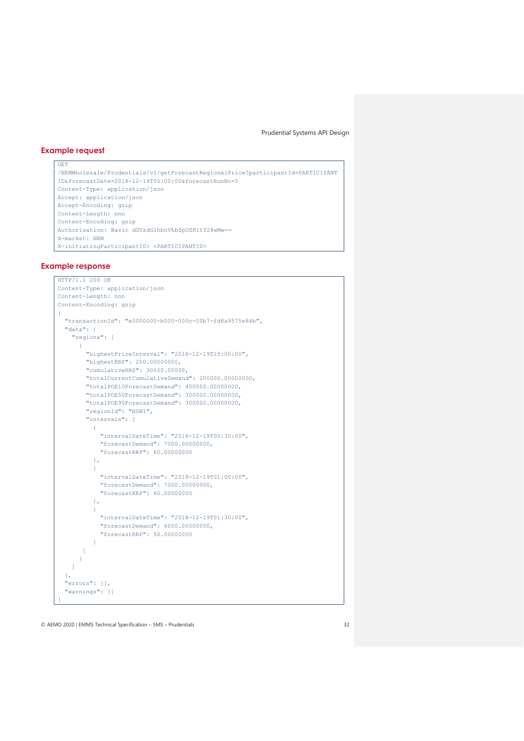## Example request

```
GET
/NEMWholesale/Prudentials/v1/getForecastRegionalPrice?participantId=PARTICIPANT
ID&forecastDate=2018-12-19T00:00:00&forecastRunNo=5
Content-Type: application/json
Accept: application/json
Accept-Encoding: gzip
Content-Length: nnn
Content-Encoding: gzip
Authorisation: Basic dGVzdG1hbnVhbSpOZK1tY28wMw==
X-market: NEM
X-initiatingParticipantID: <PARTICIPANTID>
```

## Example response

```
HTTP/1.1 200 OK
Content-Type: application/json
Content-Length: nnn
Content-Encoding: gzip
{
  "transactionId": "e0000000-b000-000c-00b7-fd8a9575e84b",
  "data": {
    "regions": [
      {
        "highestPriceInterval": "2018-12-19T15:00:00",
        "highestRRP": 200.00000000,
        "cumulativeRRP": 30000.00000,
        "totalCurrentCumulativeDemand": 200000.00000000,
        "totalPOE10ForecastDemand": 400000.00000000,
        "totalPOE50ForecastDemand": 300000.00000000,
        "totalPOE90ForecastDemand": 300000.00000000,
        "regionId": "NSW1",
        "intervals": [
          {
            "intervalDateTime": "2018-12-19T00:30:00",
            "forecastDemand": 7000.00000000,
            "forecastRRP": 60.00000000
          },
          {
            "intervalDateTime": "2018-12-19T01:00:00",
            "forecastDemand": 7000.00000000,
            "forecastRRP": 60.00000000
          },
          {
            "intervalDateTime": "2018-12-19T01:30:00",
            "forecastDemand": 6000.00000000,
            "forecastRRP": 50.00000000
          }
        ]
      }
    ]
  },
  "errors": [],
  "warnings": []
}
```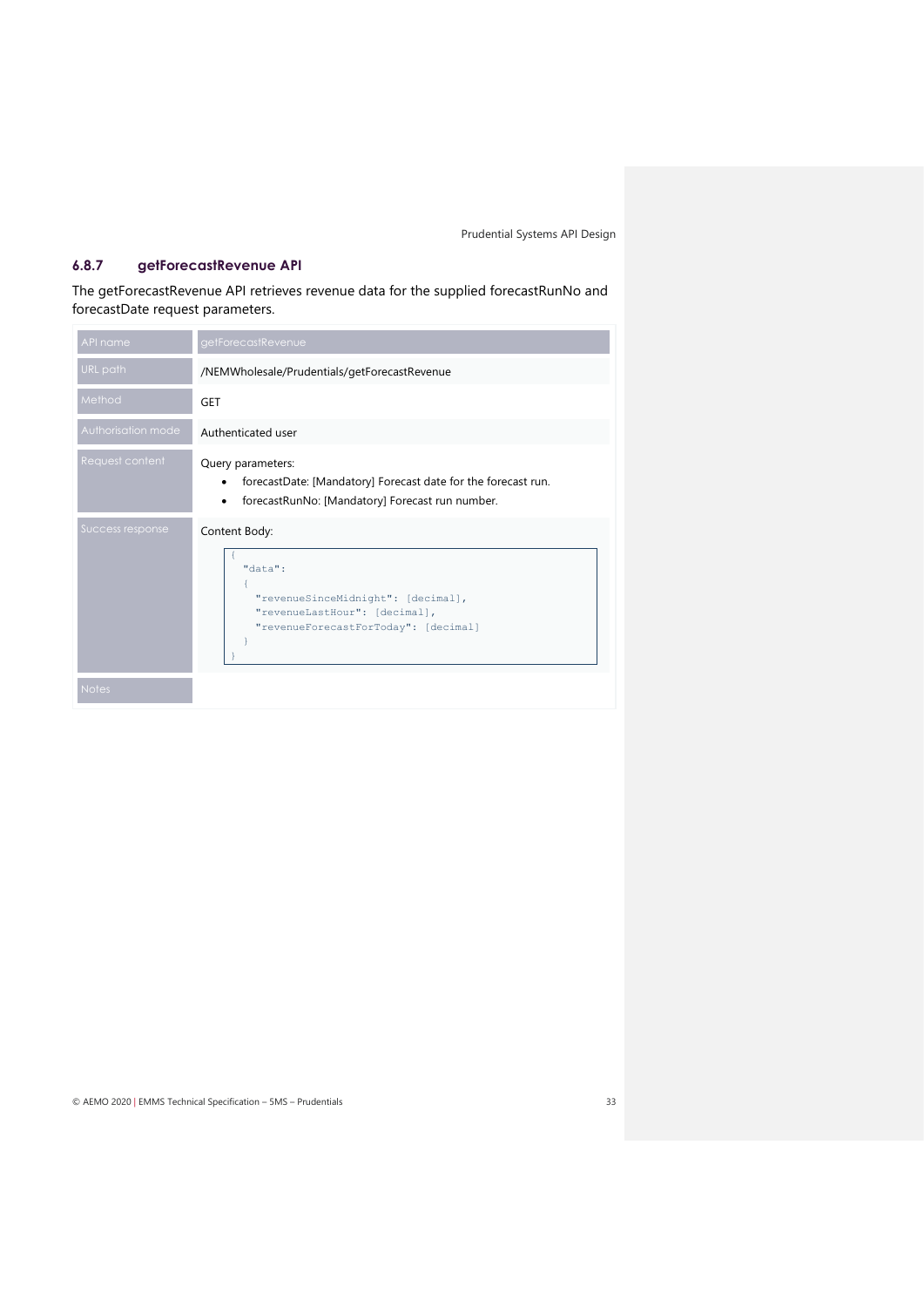### 6.8.7 getForecastRevenue API

The getForecastRevenue API retrieves revenue data for the supplied forecastRunNo and forecastDate request parameters.

| API name | getForecastRevenue |
| --- | --- |
| URL path | /NEMWholesale/Prudentials/getForecastRevenue |
| Method | GET |
| Authorisation mode | Authenticated user |
| Request content | Query parameters:<br>• forecastDate: [Mandatory] Forecast date for the forecast run.<br>• forecastRunNo: [Mandatory] Forecast run number. |
| Success response | Content Body:<br>`{ "data": { "revenueSinceMidnight": [decimal], "revenueLastHour": [decimal], "revenueForecastForToday": [decimal] } }` |
| Notes | |

```
{
  "data":
  {
    "revenueSinceMidnight": [decimal],
    "revenueLastHour": [decimal],
    "revenueForecastForToday": [decimal]
  }
}
```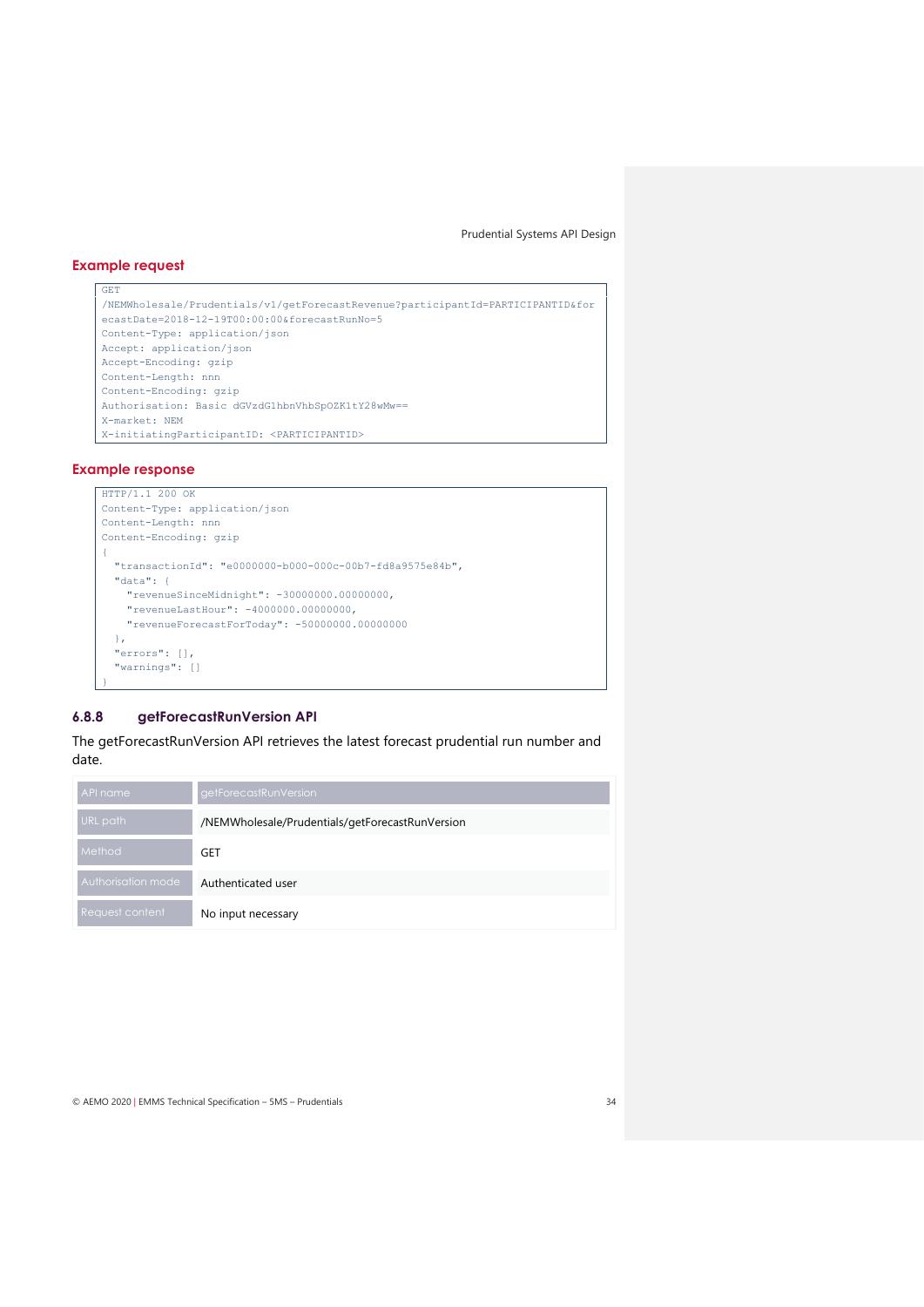#### Example request

```
GET
/NEMWholesale/Prudentials/v1/getForecastRevenue?participantId=PARTICIPANTID&for
ecastDate=2018-12-19T00:00:00&forecastRunNo=5
Content-Type: application/json
Accept: application/json
Accept-Encoding: gzip
Content-Length: nnn
Content-Encoding: gzip
Authorisation: Basic dGVzdGlhbnVhbSpOZK1tY28wMw==
X-market: NEM
X-initiatingParticipantID: <PARTICIPANTID>
```

#### Example response

```
HTTP/1.1 200 OK
Content-Type: application/json
Content-Length: nnn
Content-Encoding: gzip
{
  "transactionId": "e0000000-b000-000c-00b7-fd8a9575e84b",
  "data": {
    "revenueSinceMidnight": -30000000.00000000,
    "revenueLastHour": -4000000.00000000,
    "revenueForecastForToday": -50000000.00000000
  },
  "errors": [],
  "warnings": []
}
```

### 6.8.8 getForecastRunVersion API

The getForecastRunVersion API retrieves the latest forecast prudential run number and date.

| API name | getForecastRunVersion |
|---|---|
| URL path | /NEMWholesale/Prudentials/getForecastRunVersion |
| Method | GET |
| Authorisation mode | Authenticated user |
| Request content | No input necessary |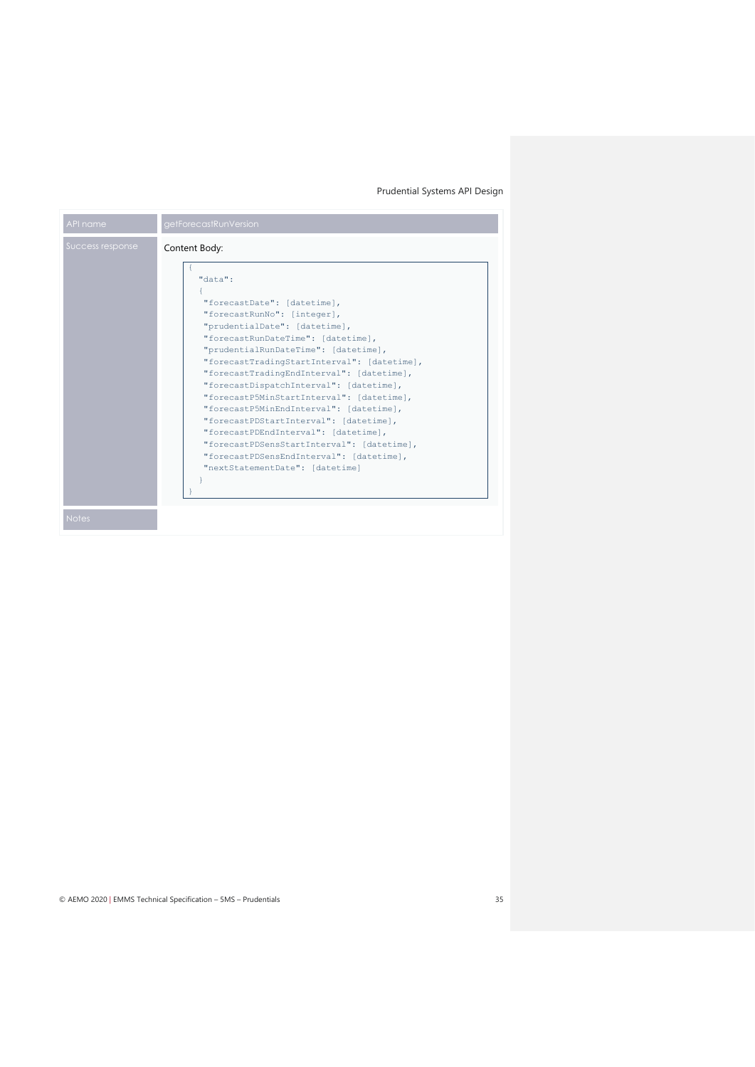| API name | getForecastRunVersion |
| --- | --- |
| Success response | Content Body:<br>```<br>{<br>  "data":<br>  {<br>   "forecastDate": [datetime],<br>   "forecastRunNo": [integer],<br>   "prudentialDate": [datetime],<br>   "forecastRunDateTime": [datetime],<br>   "prudentialRunDateTime": [datetime],<br>   "forecastTradingStartInterval": [datetime],<br>   "forecastTradingEndInterval": [datetime],<br>   "forecastDispatchInterval": [datetime],<br>   "forecastP5MinStartInterval": [datetime],<br>   "forecastP5MinEndInterval": [datetime],<br>   "forecastPDStartInterval": [datetime],<br>   "forecastPDEndInterval": [datetime],<br>   "forecastPDSensStartInterval": [datetime],<br>   "forecastPDSensEndInterval": [datetime],<br>   "nextStatementDate": [datetime]<br>  }<br>}<br>``` |
| Notes | |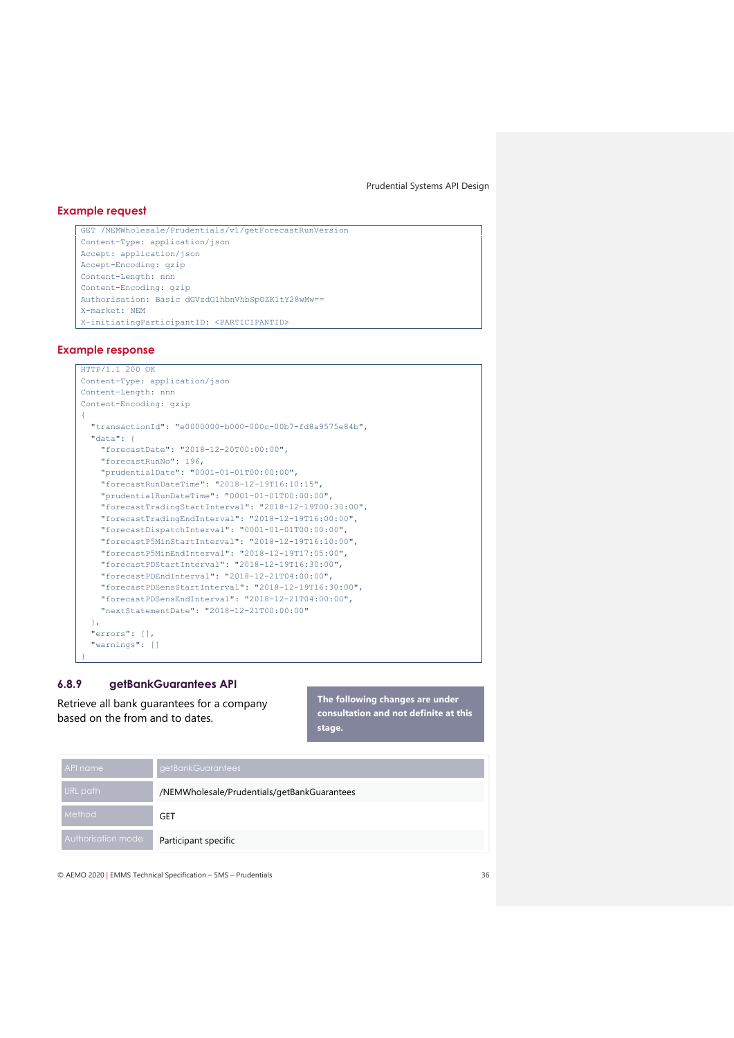### Example request

```
GET /NEMWholesale/Prudentials/v1/getForecastRunVersion
Content-Type: application/json
Accept: application/json
Accept-Encoding: gzip
Content-Length: nnn
Content-Encoding: gzip
Authorisation: Basic dGVzdG1hbnVhbSpOZK1tY28wMw==
X-market: NEM
X-initiatingParticipantID: <PARTICIPANTID>
```

### Example response

```
HTTP/1.1 200 OK
Content-Type: application/json
Content-Length: nnn
Content-Encoding: gzip
{
  "transactionId": "e0000000-b000-000c-00b7-fd8a9575e84b",
  "data": {
    "forecastDate": "2018-12-20T00:00:00",
    "forecastRunNo": 196,
    "prudentialDate": "0001-01-01T00:00:00",
    "forecastRunDateTime": "2018-12-19T16:10:15",
    "prudentialRunDateTime": "0001-01-01T00:00:00",
    "forecastTradingStartInterval": "2018-12-19T00:30:00",
    "forecastTradingEndInterval": "2018-12-19T16:00:00",
    "forecastDispatchInterval": "0001-01-01T00:00:00",
    "forecastP5MinStartInterval": "2018-12-19T16:10:00",
    "forecastP5MinEndInterval": "2018-12-19T17:05:00",
    "forecastPDStartInterval": "2018-12-19T16:30:00",
    "forecastPDEndInterval": "2018-12-21T04:00:00",
    "forecastPDSensStartInterval": "2018-12-19T16:30:00",
    "forecastPDSensEndInterval": "2018-12-21T04:00:00",
    "nextStatementDate": "2018-12-21T00:00:00"
  },
  "errors": [],
  "warnings": []
}
```

### 6.8.9 getBankGuarantees API

Retrieve all bank guarantees for a company based on the from and to dates.

**The following changes are under consultation and not definite at this stage.**

| API name | getBankGuarantees |
|---|---|
| URL path | /NEMWholesale/Prudentials/getBankGuarantees |
| Method | GET |
| Authorisation mode | Participant specific |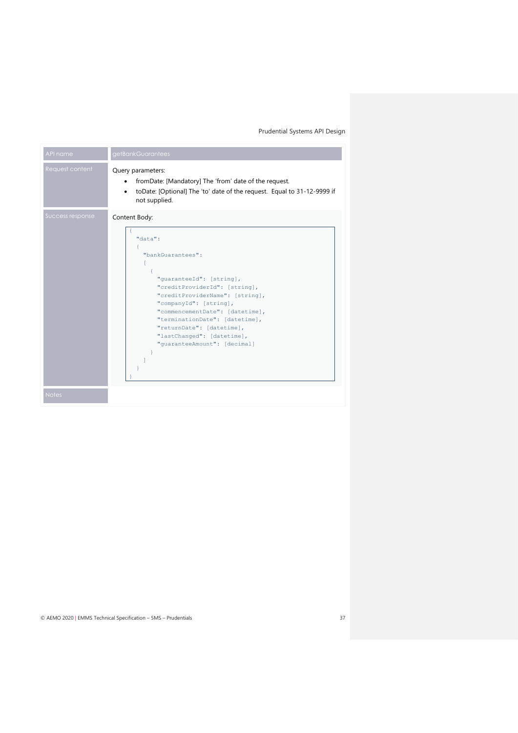| API name | getBankGuarantees |
| --- | --- |
| Request content | Query parameters:<br>• fromDate: [Mandatory] The 'from' date of the request.<br>• toDate: [Optional] The 'to' date of the request. Equal to 31-12-9999 if not supplied. |
| Success response | Content Body:<br>`{ "data": { "bankGuarantees": [ { "guaranteeId": [string], "creditProviderId": [string], "creditProviderName": [string], "companyId": [string], "commencementDate": [datetime], "terminationDate": [datetime], "returnDate": [datetime], "lastChanged": [datetime], "guaranteeAmount": [decimal] } ] } }` |
| Notes | |

Success response content body:

```
{
  "data":
  {
    "bankGuarantees":
    [
      {
        "guaranteeId": [string],
        "creditProviderId": [string],
        "creditProviderName": [string],
        "companyId": [string],
        "commencementDate": [datetime],
        "terminationDate": [datetime],
        "returnDate": [datetime],
        "lastChanged": [datetime],
        "guaranteeAmount": [decimal]
      }
    ]
  }
}
```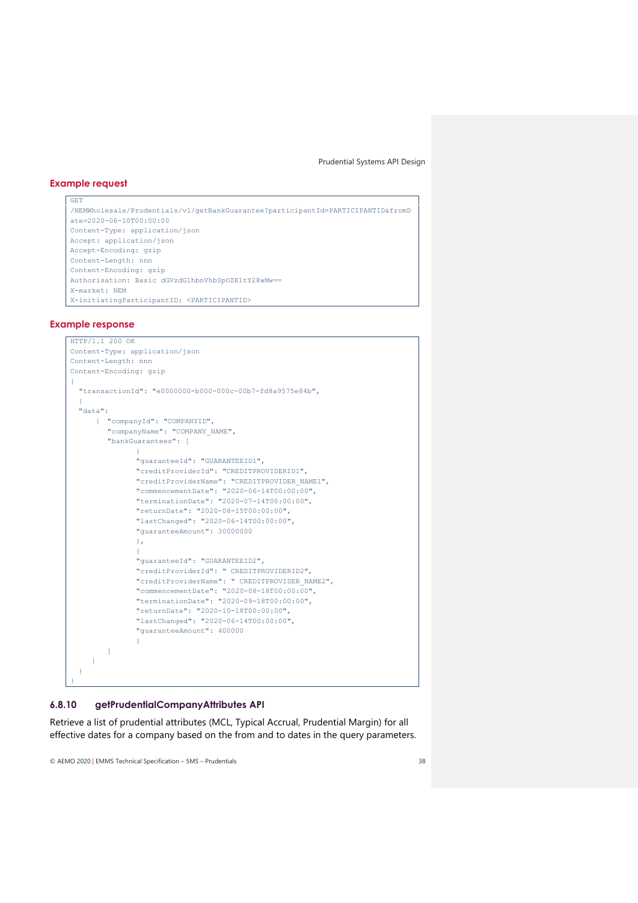#### Example request

```
GET
/NEMWholesale/Prudentials/v1/getBankGuarantee?participantId=PARTICIPANTID&fromDate=2020-06-10T00:00:00
Content-Type: application/json
Accept: application/json
Accept-Encoding: gzip
Content-Length: nnn
Content-Encoding: gzip
Authorisation: Basic dGVzdG1hbnVhbSpOZK1tY28wMw==
X-market: NEM
X-initiatingParticipantID: <PARTICIPANTID>
```

#### Example response

```
HTTP/1.1 200 OK
Content-Type: application/json
Content-Length: nnn
Content-Encoding: gzip
{
  "transactionId": "e0000000-b000-000c-00b7-fd8a9575e84b",
  {
  "data":
      { "companyId": "COMPANYID",
        "companyName": "COMPANY_NAME",
        "bankGuarantees": [
              {
              "guaranteeId": "GUARANTEEID1",
              "creditProviderId": "CREDITPROVIDERID1",
              "creditProviderName": "CREDITPROVIDER_NAME1",
              "commencementDate": "2020-06-14T00:00:00",
              "terminationDate": "2020-07-14T00:00:00",
              "returnDate": "2020-08-15T00:00:00",
              "lastChanged": "2020-06-14T00:00:00",
              "guaranteeAmount": 30000000
              },
              {
              "guaranteeId": "GUARANTEEID2",
              "creditProviderId": " CREDITPROVIDERID2",
              "creditProviderName": " CREDITPROVIDER_NAME2",
              "commencementDate": "2020-08-18T00:00:00",
              "terminationDate": "2020-09-18T00:00:00",
              "returnDate": "2020-10-18T00:00:00",
              "lastChanged": "2020-06-14T00:00:00",
              "guaranteeAmount": 400000
              }
        ]
      }
  }
}
```

### 6.8.10 getPrudentialCompanyAttributes API

Retrieve a list of prudential attributes (MCL, Typical Accrual, Prudential Margin) for all effective dates for a company based on the from and to dates in the query parameters.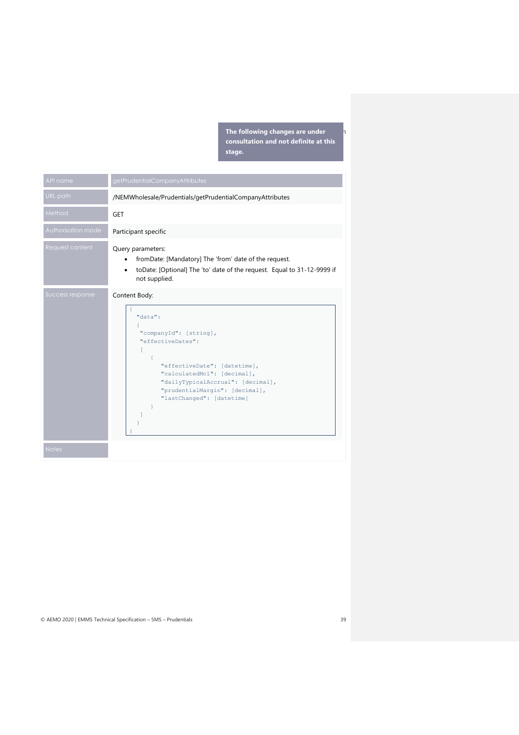**The following changes are under consultation and not definite at this stage.**

| API name | getPrudentialCompanyAttributes |
|---|---|
| URL path | /NEMWholesale/Prudentials/getPrudentialCompanyAttributes |
| Method | GET |
| Authorisation mode | Participant specific |
| Request content | Query parameters:<br>• fromDate: [Mandatory] The 'from' date of the request.<br>• toDate: [Optional] The 'to' date of the request. Equal to 31-12-9999 if not supplied. |
| Success response | Content Body:<br>`{ "data": { "companyId": [string], "effectiveDates": [ { "effectiveDate": [datetime], "calculatedMcl": [decimal], "dailyTypicalAccrual": [decimal], "prudentialMargin": [decimal], "lastChanged": [datetime] } ] } }` |
| Notes | |

```
{
  "data":
  {
   "companyId": [string],
   "effectiveDates":
   [
      {
         "effectiveDate": [datetime],
         "calculatedMcl": [decimal],
         "dailyTypicalAccrual": [decimal],
         "prudentialMargin": [decimal],
         "lastChanged": [datetime]
      }
   ]
  }
}
```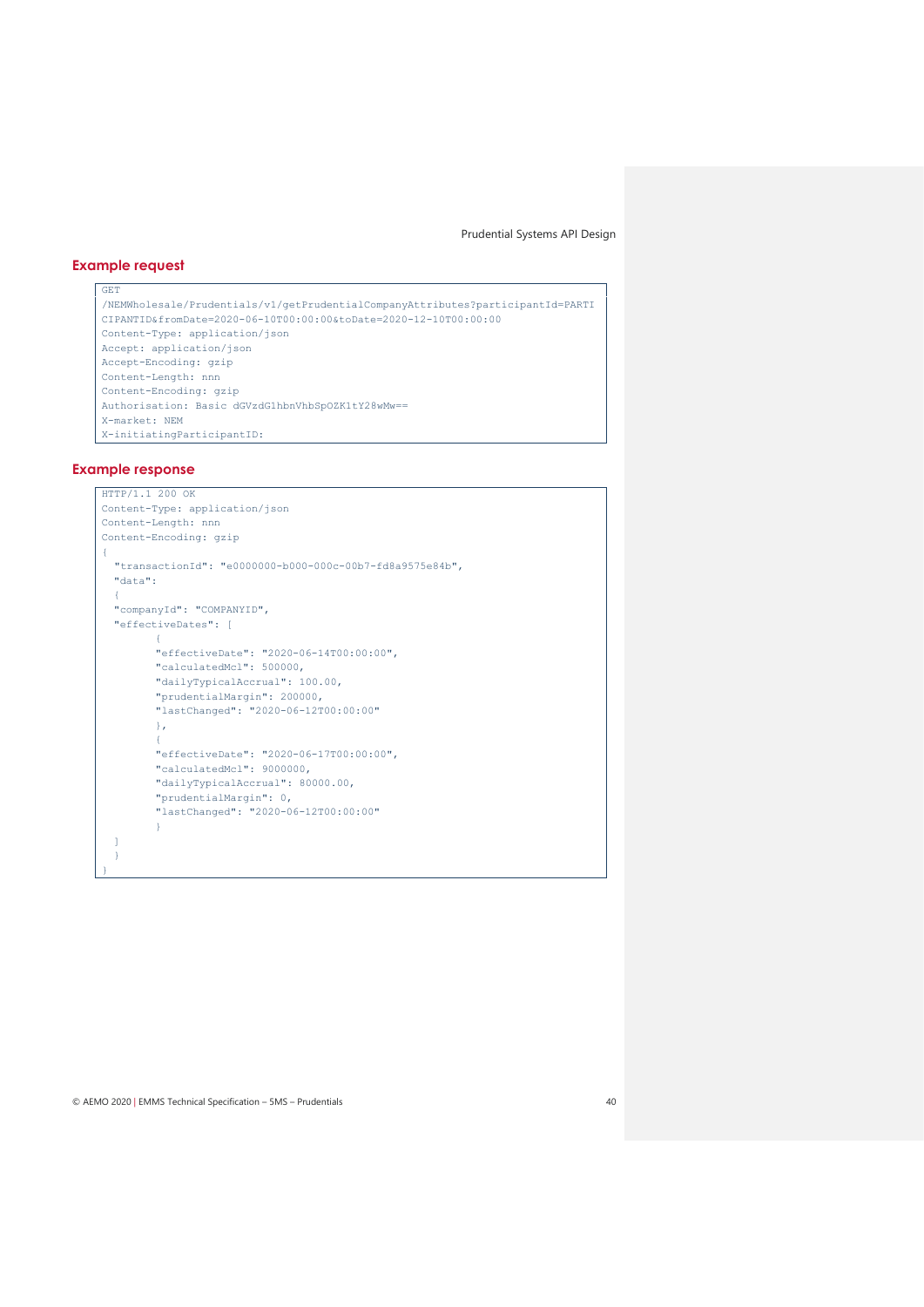### Example request

```
GET
/NEMWholesale/Prudentials/v1/getPrudentialCompanyAttributes?participantId=PARTI
CIPANTID&fromDate=2020-06-10T00:00:00&toDate=2020-12-10T00:00:00
Content-Type: application/json
Accept: application/json
Accept-Encoding: gzip
Content-Length: nnn
Content-Encoding: gzip
Authorisation: Basic dGVzdGlhbnVhbSpOZK1tY28wMw==
X-market: NEM
X-initiatingParticipantID:
```

### Example response

```
HTTP/1.1 200 OK
Content-Type: application/json
Content-Length: nnn
Content-Encoding: gzip
{
  "transactionId": "e0000000-b000-000c-00b7-fd8a9575e84b",
  "data":
  {
  "companyId": "COMPANYID",
  "effectiveDates": [
        {
        "effectiveDate": "2020-06-14T00:00:00",
        "calculatedMcl": 500000,
        "dailyTypicalAccrual": 100.00,
        "prudentialMargin": 200000,
        "lastChanged": "2020-06-12T00:00:00"
        },
        {
        "effectiveDate": "2020-06-17T00:00:00",
        "calculatedMcl": 9000000,
        "dailyTypicalAccrual": 80000.00,
        "prudentialMargin": 0,
        "lastChanged": "2020-06-12T00:00:00"
        }
  ]
  }
}
```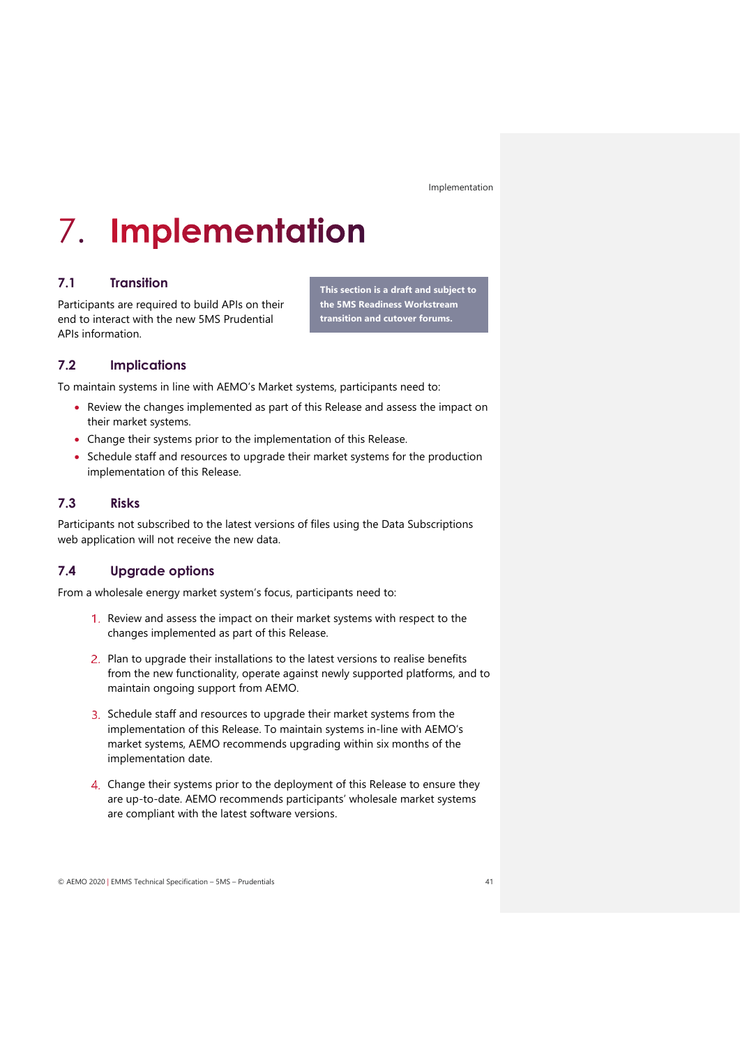# 7. Implementation

## 7.1 Transition

Participants are required to build APIs on their end to interact with the new 5MS Prudential APIs information.

**This section is a draft and subject to the 5MS Readiness Workstream transition and cutover forums.**

## 7.2 Implications

To maintain systems in line with AEMO's Market systems, participants need to:

- Review the changes implemented as part of this Release and assess the impact on their market systems.
- Change their systems prior to the implementation of this Release.
- Schedule staff and resources to upgrade their market systems for the production implementation of this Release.

## 7.3 Risks

Participants not subscribed to the latest versions of files using the Data Subscriptions web application will not receive the new data.

## 7.4 Upgrade options

From a wholesale energy market system's focus, participants need to:

1. Review and assess the impact on their market systems with respect to the changes implemented as part of this Release.
2. Plan to upgrade their installations to the latest versions to realise benefits from the new functionality, operate against newly supported platforms, and to maintain ongoing support from AEMO.
3. Schedule staff and resources to upgrade their market systems from the implementation of this Release. To maintain systems in-line with AEMO's market systems, AEMO recommends upgrading within six months of the implementation date.
4. Change their systems prior to the deployment of this Release to ensure they are up-to-date. AEMO recommends participants' wholesale market systems are compliant with the latest software versions.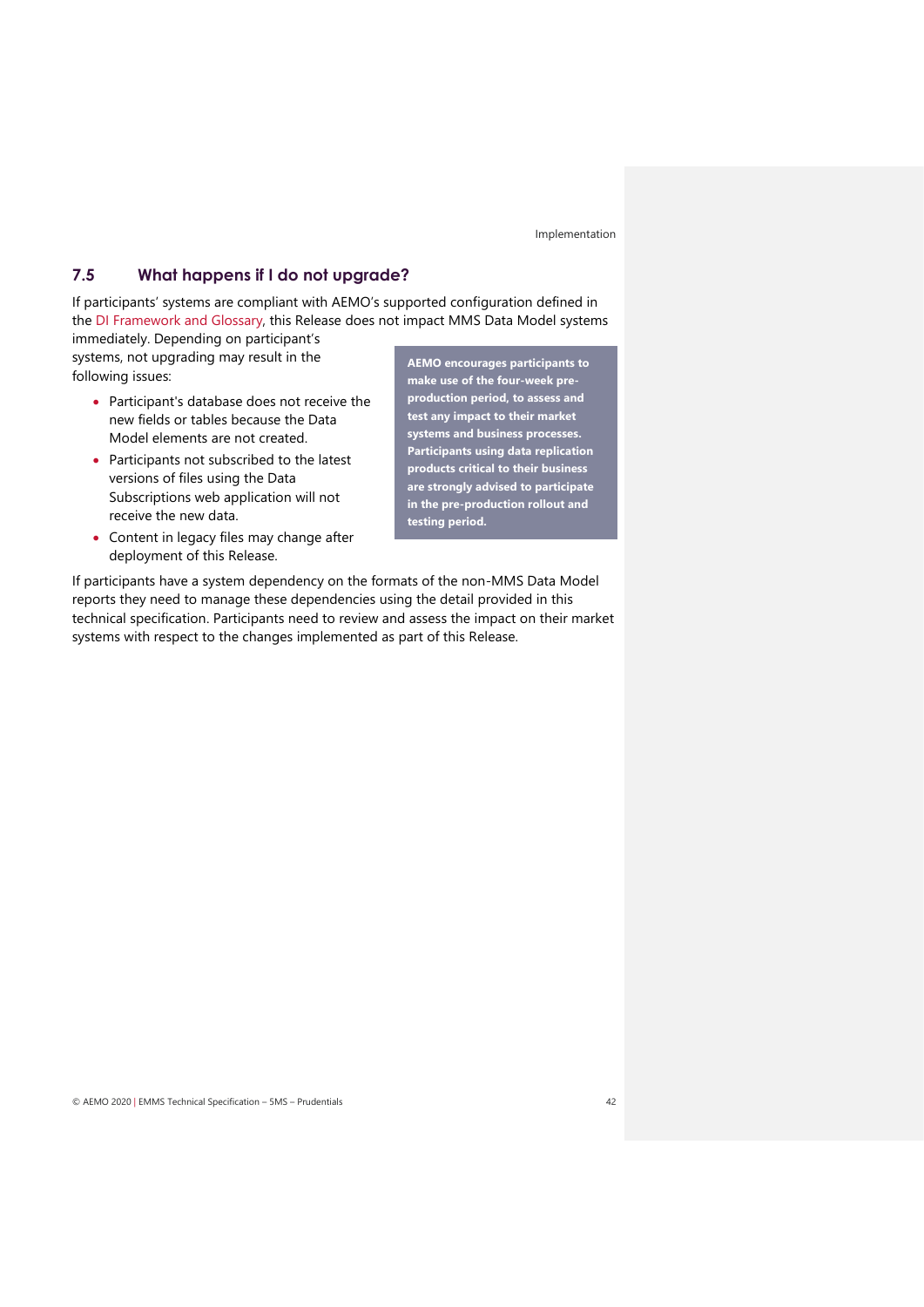## 7.5 What happens if I do not upgrade?

If participants' systems are compliant with AEMO's supported configuration defined in the DI Framework and Glossary, this Release does not impact MMS Data Model systems immediately. Depending on participant's systems, not upgrading may result in the following issues:

- Participant's database does not receive the new fields or tables because the Data Model elements are not created.
- Participants not subscribed to the latest versions of files using the Data Subscriptions web application will not receive the new data.
- Content in legacy files may change after deployment of this Release.

**AEMO encourages participants to make use of the four-week pre-production period, to assess and test any impact to their market systems and business processes. Participants using data replication products critical to their business are strongly advised to participate in the pre-production rollout and testing period.**

If participants have a system dependency on the formats of the non-MMS Data Model reports they need to manage these dependencies using the detail provided in this technical specification. Participants need to review and assess the impact on their market systems with respect to the changes implemented as part of this Release.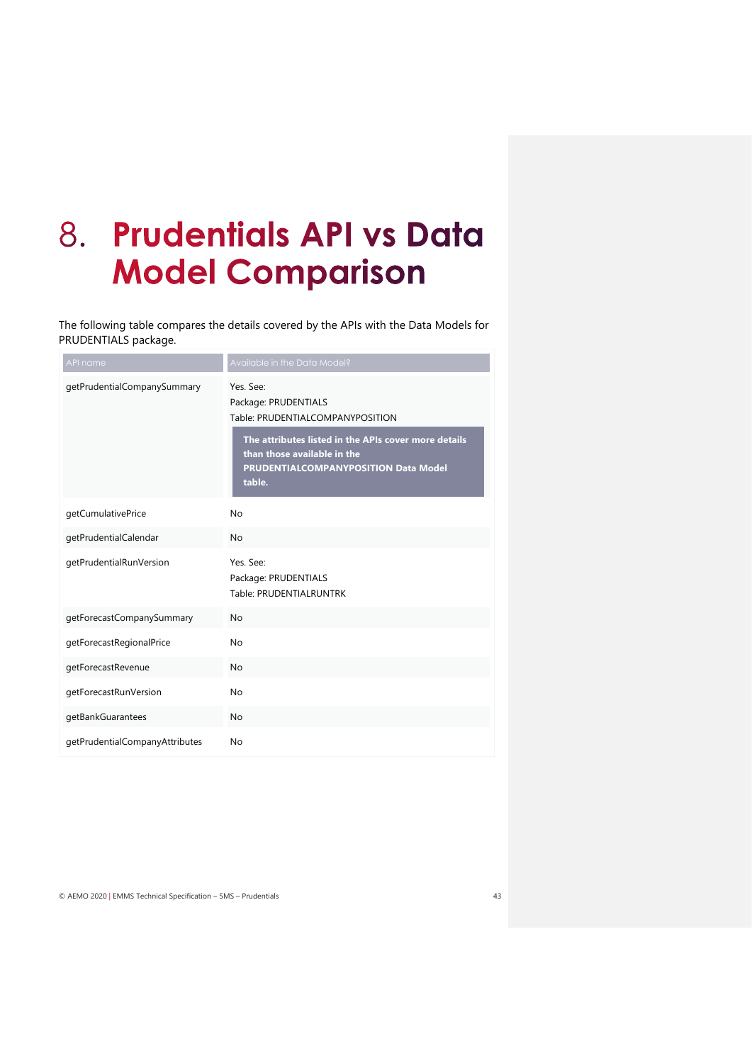// Request: transcribe page 45 (doc 46fbee2fa49b) — section 8 heading, intro sentence, API comparison table
// Multi-line cells joined with <br>; boxed note in the first row kept in bold; footer and page number omitted per rules

# 8. Prudentials API vs Data Model Comparison

The following table compares the details covered by the APIs with the Data Models for PRUDENTIALS package.

| API name | Available in the Data Model? |
|---|---|
| getPrudentialCompanySummary | Yes. See:<br>Package: PRUDENTIALS<br>Table: PRUDENTIALCOMPANYPOSITION<br>**The attributes listed in the APIs cover more details than those available in the PRUDENTIALCOMPANYPOSITION Data Model table.** |
| getCumulativePrice | No |
| getPrudentialCalendar | No |
| getPrudentialRunVersion | Yes. See:<br>Package: PRUDENTIALS<br>Table: PRUDENTIALRUNTRK |
| getForecastCompanySummary | No |
| getForecastRegionalPrice | No |
| getForecastRevenue | No |
| getForecastRunVersion | No |
| getBankGuarantees | No |
| getPrudentialCompanyAttributes | No |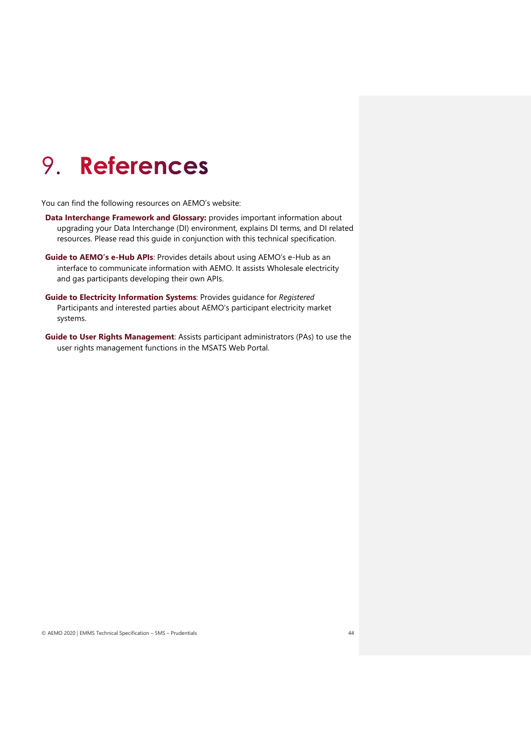# 9. References

You can find the following resources on AEMO's website:

**Data Interchange Framework and Glossary:** provides important information about upgrading your Data Interchange (DI) environment, explains DI terms, and DI related resources. Please read this guide in conjunction with this technical specification.

**Guide to AEMO's e-Hub APIs**: Provides details about using AEMO's e-Hub as an interface to communicate information with AEMO. It assists Wholesale electricity and gas participants developing their own APIs.

**Guide to Electricity Information Systems**: Provides guidance for *Registered* Participants and interested parties about AEMO's participant electricity market systems.

**Guide to User Rights Management**: Assists participant administrators (PAs) to use the user rights management functions in the MSATS Web Portal.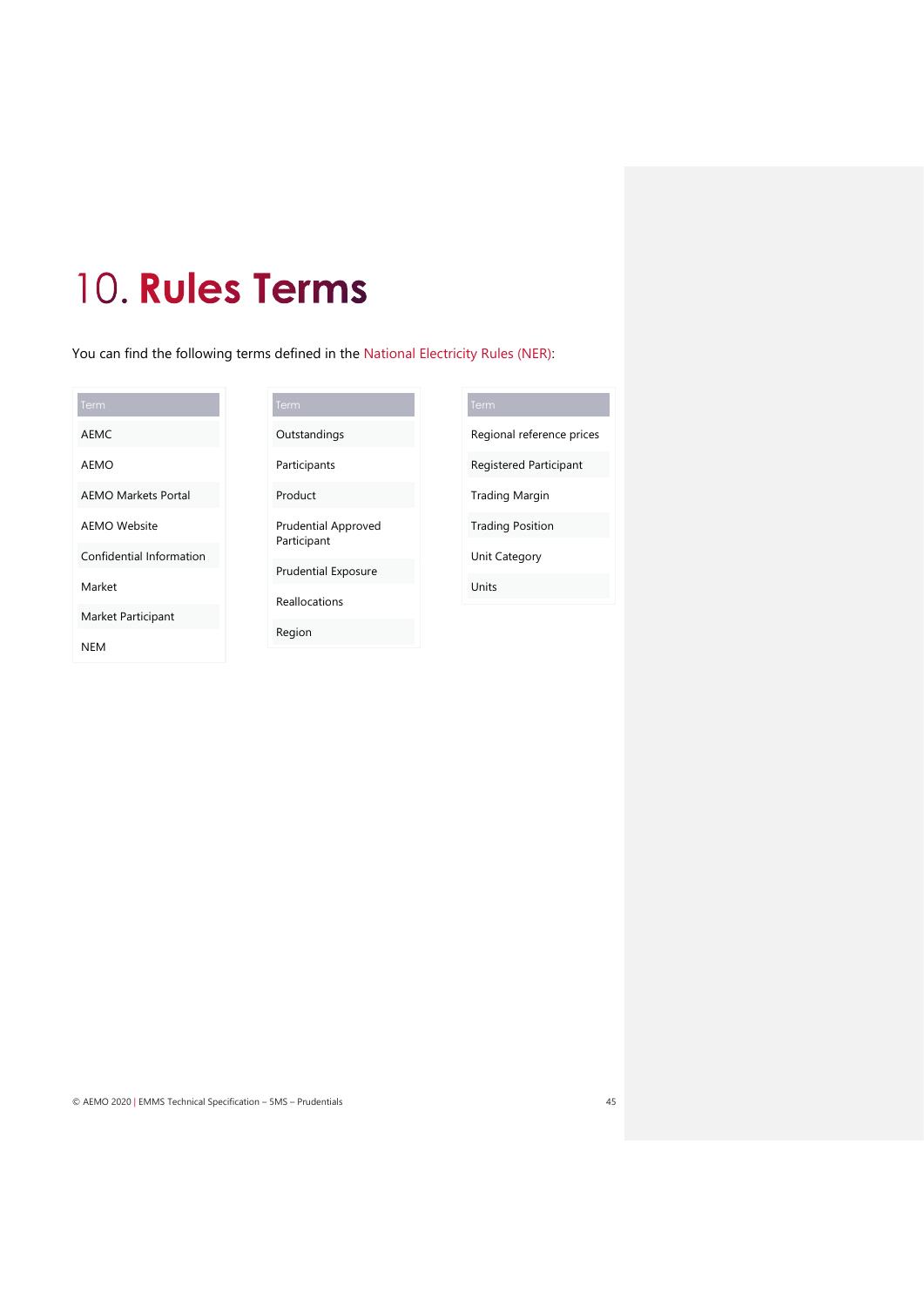# 10. Rules Terms

You can find the following terms defined in the National Electricity Rules (NER):

| Term |
|---|
| AEMC |
| AEMO |
| AEMO Markets Portal |
| AEMO Website |
| Confidential Information |
| Market |
| Market Participant |
| NEM |

| Term |
|---|
| Outstandings |
| Participants |
| Product |
| Prudential Approved Participant |
| Prudential Exposure |
| Reallocations |
| Region |

| Term |
|---|
| Regional reference prices |
| Registered Participant |
| Trading Margin |
| Trading Position |
| Unit Category |
| Units |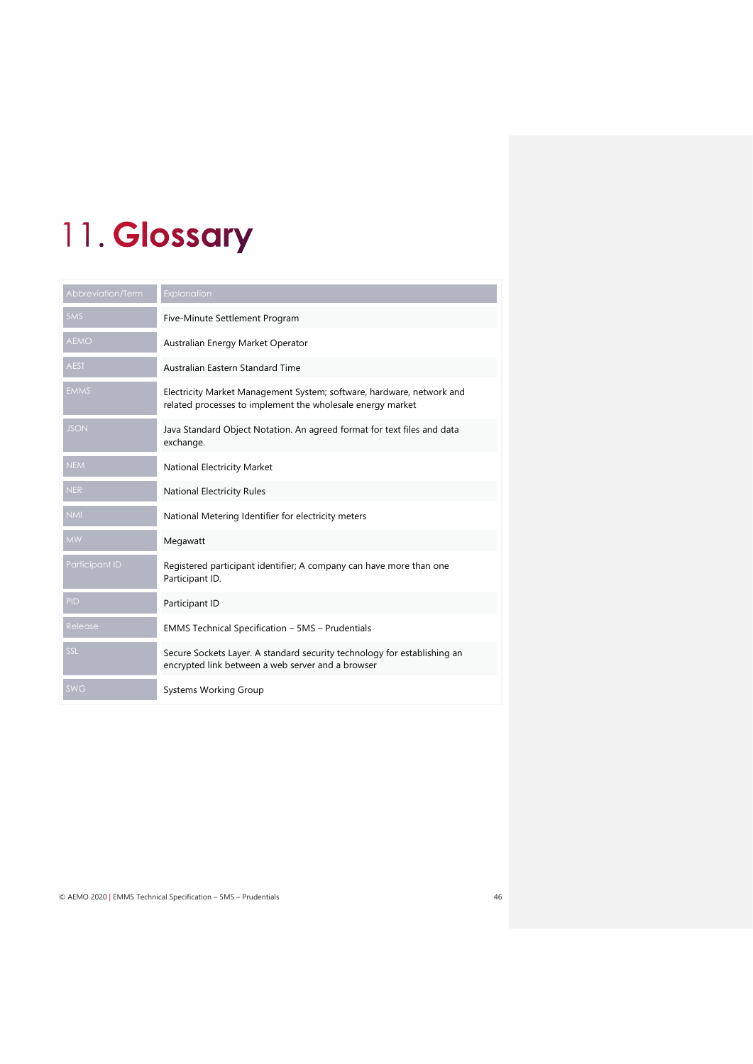# 11. Glossary

| Abbreviation/Term | Explanation |
| --- | --- |
| 5MS | Five-Minute Settlement Program |
| AEMO | Australian Energy Market Operator |
| AEST | Australian Eastern Standard Time |
| EMMS | Electricity Market Management System; software, hardware, network and related processes to implement the wholesale energy market |
| JSON | Java Standard Object Notation. An agreed format for text files and data exchange. |
| NEM | National Electricity Market |
| NER | National Electricity Rules |
| NMI | National Metering Identifier for electricity meters |
| MW | Megawatt |
| Participant ID | Registered participant identifier; A company can have more than one Participant ID. |
| PID | Participant ID |
| Release | EMMS Technical Specification – 5MS – Prudentials |
| SSL | Secure Sockets Layer. A standard security technology for establishing an encrypted link between a web server and a browser |
| SWG | Systems Working Group |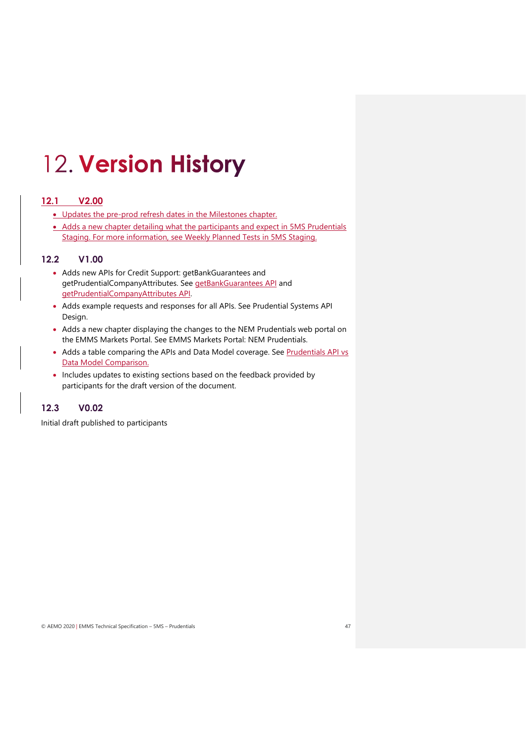# 12. Version History

## 12.1 V2.00

- Updates the pre-prod refresh dates in the Milestones chapter.
- Adds a new chapter detailing what the participants and expect in 5MS Prudentials Staging. For more information, see Weekly Planned Tests in 5MS Staging.

## 12.2 V1.00

- Adds new APIs for Credit Support: getBankGuarantees and getPrudentialCompanyAttributes. See getBankGuarantees API and getPrudentialCompanyAttributes API.
- Adds example requests and responses for all APIs. See Prudential Systems API Design.
- Adds a new chapter displaying the changes to the NEM Prudentials web portal on the EMMS Markets Portal. See EMMS Markets Portal: NEM Prudentials.
- Adds a table comparing the APIs and Data Model coverage. See Prudentials API vs Data Model Comparison.
- Includes updates to existing sections based on the feedback provided by participants for the draft version of the document.

## 12.3 V0.02

Initial draft published to participants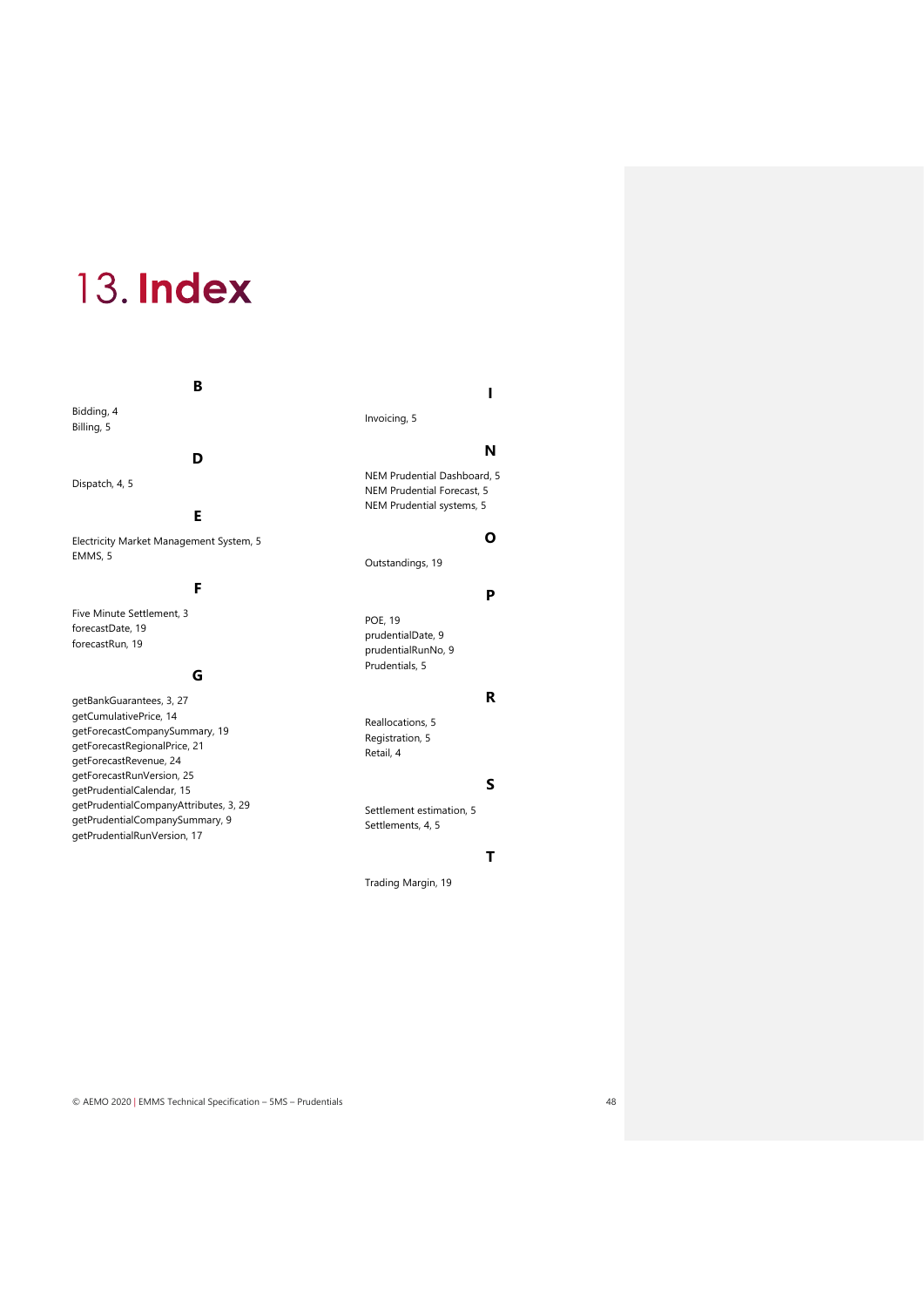# 13. Index

**B**

Bidding, 4
Billing, 5

**D**

Dispatch, 4, 5

**E**

Electricity Market Management System, 5
EMMS, 5

**F**

Five Minute Settlement, 3
forecastDate, 19
forecastRun, 19

**G**

getBankGuarantees, 3, 27
getCumulativePrice, 14
getForecastCompanySummary, 19
getForecastRegionalPrice, 21
getForecastRevenue, 24
getForecastRunVersion, 25
getPrudentialCalendar, 15
getPrudentialCompanyAttributes, 3, 29
getPrudentialCompanySummary, 9
getPrudentialRunVersion, 17

**I**

Invoicing, 5

**N**

NEM Prudential Dashboard, 5
NEM Prudential Forecast, 5
NEM Prudential systems, 5

**O**

Outstandings, 19

**P**

POE, 19
prudentialDate, 9
prudentialRunNo, 9
Prudentials, 5

**R**

Reallocations, 5
Registration, 5
Retail, 4

**S**

Settlement estimation, 5
Settlements, 4, 5

**T**

Trading Margin, 19